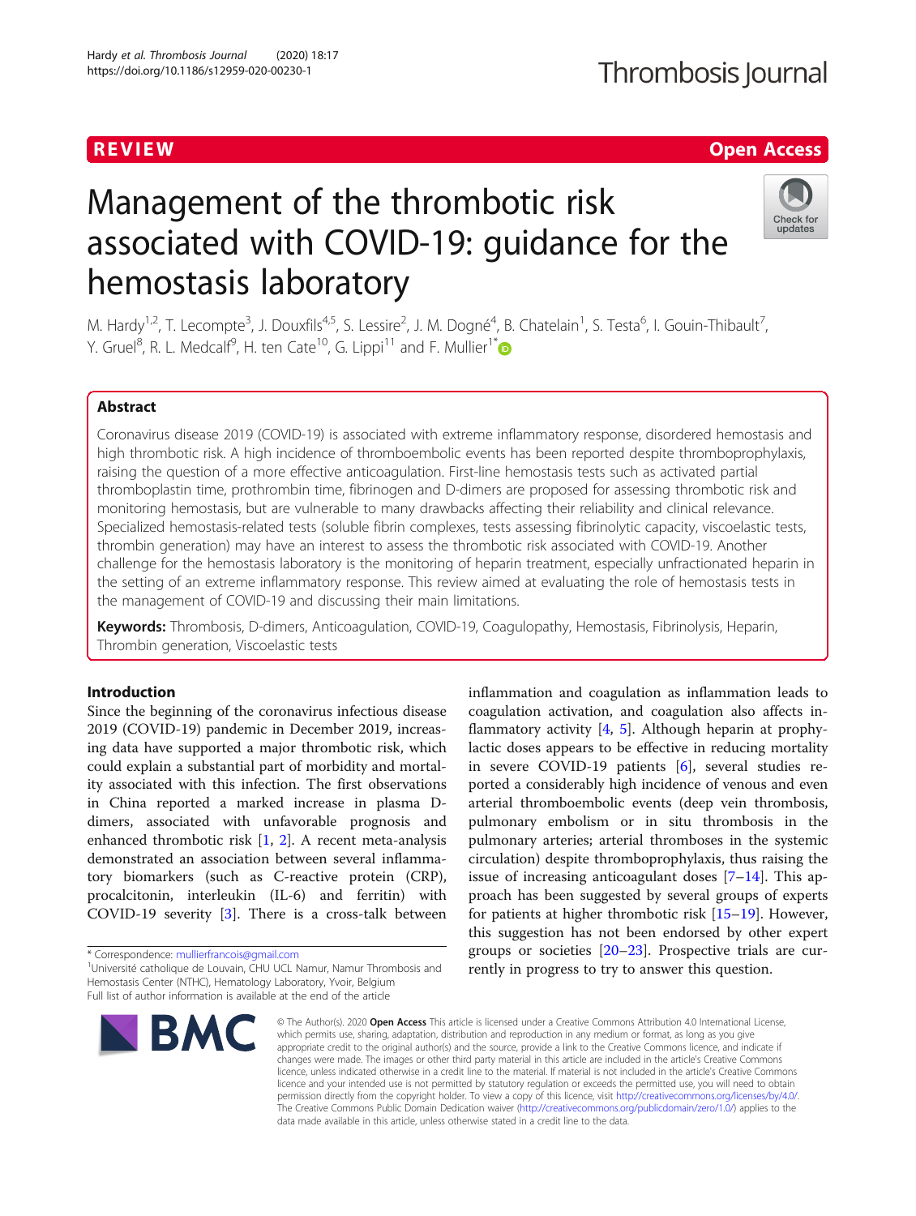REVIEW

Open Access

# Management of the thrombotic risk associated with COVID-19: guidance for the hemostasis laboratory

M. Hardy[1,2], T. Lecompte[3], J. Douxfils[4,5], S. Lessire[2], J. M. Dogné[4], B. Chatelain[1], S. Testa[6], I. Gouin-Thibault[7], Y. Gruel[8], R. L. Medcalf[9], H. ten Cate[10], G. Lippi[11] and F. Mullier[1*]

## Abstract

Coronavirus disease 2019 (COVID-19) is associated with extreme inflammatory response, disordered hemostasis and high thrombotic risk. A high incidence of thromboembolic events has been reported despite thromboprophylaxis, raising the question of a more effective anticoagulation. First-line hemostasis tests such as activated partial thromboplastin time, prothrombin time, fibrinogen and D-dimers are proposed for assessing thrombotic risk and monitoring hemostasis, but are vulnerable to many drawbacks affecting their reliability and clinical relevance. Specialized hemostasis-related tests (soluble fibrin complexes, tests assessing fibrinolytic capacity, viscoelastic tests, thrombin generation) may have an interest to assess the thrombotic risk associated with COVID-19. Another challenge for the hemostasis laboratory is the monitoring of heparin treatment, especially unfractionated heparin in the setting of an extreme inflammatory response. This review aimed at evaluating the role of hemostasis tests in the management of COVID-19 and discussing their main limitations.

**Keywords:** Thrombosis, D-dimers, Anticoagulation, COVID-19, Coagulopathy, Hemostasis, Fibrinolysis, Heparin, Thrombin generation, Viscoelastic tests

## Introduction

Since the beginning of the coronavirus infectious disease 2019 (COVID-19) pandemic in December 2019, increasing data have supported a major thrombotic risk, which could explain a substantial part of morbidity and mortality associated with this infection. The first observations in China reported a marked increase in plasma D-dimers, associated with unfavorable prognosis and enhanced thrombotic risk [1, 2]. A recent meta-analysis demonstrated an association between several inflammatory biomarkers (such as C-reactive protein (CRP), procalcitonin, interleukin (IL-6) and ferritin) with COVID-19 severity [3]. There is a cross-talk between inflammation and coagulation as inflammation leads to coagulation activation, and coagulation also affects inflammatory activity [4, 5]. Although heparin at prophylactic doses appears to be effective in reducing mortality in severe COVID-19 patients [6], several studies reported a considerably high incidence of venous and even arterial thromboembolic events (deep vein thrombosis, pulmonary embolism or in situ thrombosis in the pulmonary arteries; arterial thromboses in the systemic circulation) despite thromboprophylaxis, thus raising the issue of increasing anticoagulant doses [7–14]. This approach has been suggested by several groups of experts for patients at higher thrombotic risk [15–19]. However, this suggestion has not been endorsed by other expert groups or societies [20–23]. Prospective trials are currently in progress to try to answer this question.

* Correspondence: mullierfrancois@gmail.com
[1]Université catholique de Louvain, CHU UCL Namur, Namur Thrombosis and Hemostasis Center (NTHC), Hematology Laboratory, Yvoir, Belgium
Full list of author information is available at the end of the article

© The Author(s). 2020 **Open Access** This article is licensed under a Creative Commons Attribution 4.0 International License, which permits use, sharing, adaptation, distribution and reproduction in any medium or format, as long as you give appropriate credit to the original author(s) and the source, provide a link to the Creative Commons licence, and indicate if changes were made. The images or other third party material in this article are included in the article's Creative Commons licence, unless indicated otherwise in a credit line to the material. If material is not included in the article's Creative Commons licence and your intended use is not permitted by statutory regulation or exceeds the permitted use, you will need to obtain permission directly from the copyright holder. To view a copy of this licence, visit http://creativecommons.org/licenses/by/4.0/. The Creative Commons Public Domain Dedication waiver (http://creativecommons.org/publicdomain/zero/1.0/) applies to the data made available in this article, unless otherwise stated in a credit line to the data.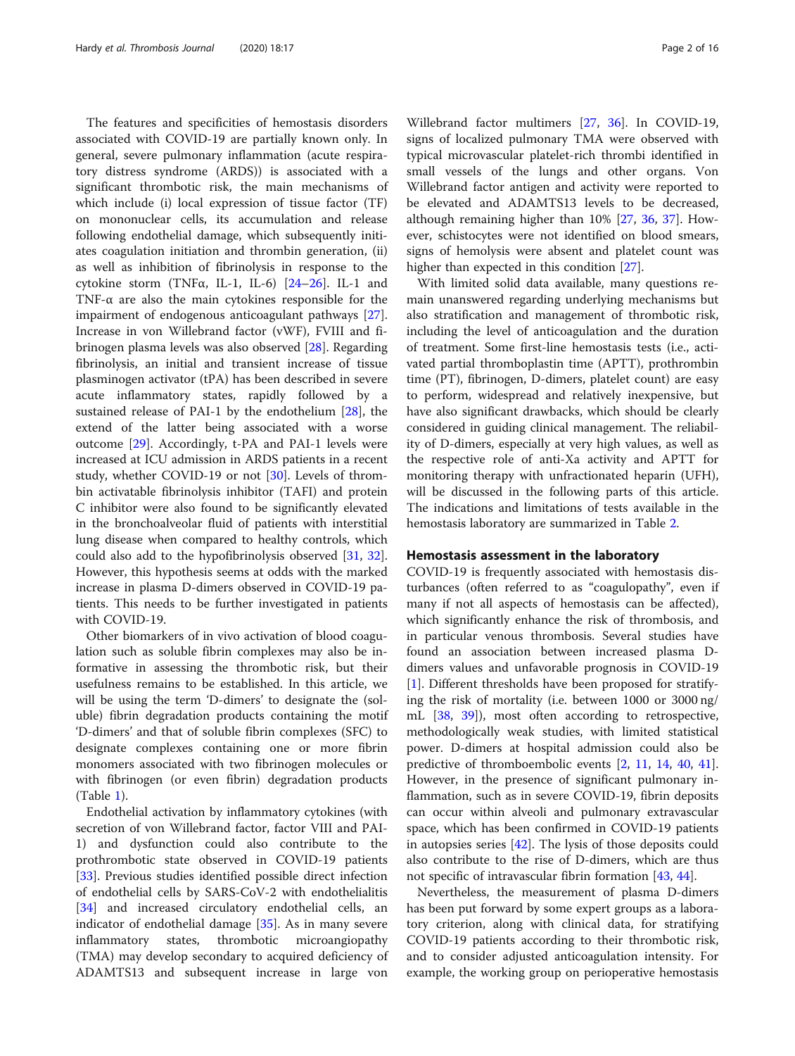The features and specificities of hemostasis disorders associated with COVID-19 are partially known only. In general, severe pulmonary inflammation (acute respiratory distress syndrome (ARDS)) is associated with a significant thrombotic risk, the main mechanisms of which include (i) local expression of tissue factor (TF) on mononuclear cells, its accumulation and release following endothelial damage, which subsequently initiates coagulation initiation and thrombin generation, (ii) as well as inhibition of fibrinolysis in response to the cytokine storm (TNFα, IL-1, IL-6) [24–26]. IL-1 and TNF-α are also the main cytokines responsible for the impairment of endogenous anticoagulant pathways [27]. Increase in von Willebrand factor (vWF), FVIII and fibrinogen plasma levels was also observed [28]. Regarding fibrinolysis, an initial and transient increase of tissue plasminogen activator (tPA) has been described in severe acute inflammatory states, rapidly followed by a sustained release of PAI-1 by the endothelium [28], the extend of the latter being associated with a worse outcome [29]. Accordingly, t-PA and PAI-1 levels were increased at ICU admission in ARDS patients in a recent study, whether COVID-19 or not [30]. Levels of thrombin activatable fibrinolysis inhibitor (TAFI) and protein C inhibitor were also found to be significantly elevated in the bronchoalveolar fluid of patients with interstitial lung disease when compared to healthy controls, which could also add to the hypofibrinolysis observed [31, 32]. However, this hypothesis seems at odds with the marked increase in plasma D-dimers observed in COVID-19 patients. This needs to be further investigated in patients with COVID-19.

Other biomarkers of in vivo activation of blood coagulation such as soluble fibrin complexes may also be informative in assessing the thrombotic risk, but their usefulness remains to be established. In this article, we will be using the term 'D-dimers' to designate the (soluble) fibrin degradation products containing the motif 'D-dimers' and that of soluble fibrin complexes (SFC) to designate complexes containing one or more fibrin monomers associated with two fibrinogen molecules or with fibrinogen (or even fibrin) degradation products (Table 1).

Endothelial activation by inflammatory cytokines (with secretion of von Willebrand factor, factor VIII and PAI-1) and dysfunction could also contribute to the prothrombotic state observed in COVID-19 patients [33]. Previous studies identified possible direct infection of endothelial cells by SARS-CoV-2 with endothelialitis [34] and increased circulatory endothelial cells, an indicator of endothelial damage [35]. As in many severe inflammatory states, thrombotic microangiopathy (TMA) may develop secondary to acquired deficiency of ADAMTS13 and subsequent increase in large von Willebrand factor multimers [27, 36]. In COVID-19, signs of localized pulmonary TMA were observed with typical microvascular platelet-rich thrombi identified in small vessels of the lungs and other organs. Von Willebrand factor antigen and activity were reported to be elevated and ADAMTS13 levels to be decreased, although remaining higher than 10% [27, 36, 37]. However, schistocytes were not identified on blood smears, signs of hemolysis were absent and platelet count was higher than expected in this condition [27].

With limited solid data available, many questions remain unanswered regarding underlying mechanisms but also stratification and management of thrombotic risk, including the level of anticoagulation and the duration of treatment. Some first-line hemostasis tests (i.e., activated partial thromboplastin time (APTT), prothrombin time (PT), fibrinogen, D-dimers, platelet count) are easy to perform, widespread and relatively inexpensive, but have also significant drawbacks, which should be clearly considered in guiding clinical management. The reliability of D-dimers, especially at very high values, as well as the respective role of anti-Xa activity and APTT for monitoring therapy with unfractionated heparin (UFH), will be discussed in the following parts of this article. The indications and limitations of tests available in the hemostasis laboratory are summarized in Table 2.

## Hemostasis assessment in the laboratory

COVID-19 is frequently associated with hemostasis disturbances (often referred to as "coagulopathy", even if many if not all aspects of hemostasis can be affected), which significantly enhance the risk of thrombosis, and in particular venous thrombosis. Several studies have found an association between increased plasma D-dimers values and unfavorable prognosis in COVID-19 [1]. Different thresholds have been proposed for stratifying the risk of mortality (i.e. between 1000 or 3000 ng/mL [38, 39]), most often according to retrospective, methodologically weak studies, with limited statistical power. D-dimers at hospital admission could also be predictive of thromboembolic events [2, 11, 14, 40, 41]. However, in the presence of significant pulmonary inflammation, such as in severe COVID-19, fibrin deposits can occur within alveoli and pulmonary extravascular space, which has been confirmed in COVID-19 patients in autopsies series [42]. The lysis of those deposits could also contribute to the rise of D-dimers, which are thus not specific of intravascular fibrin formation [43, 44].

Nevertheless, the measurement of plasma D-dimers has been put forward by some expert groups as a laboratory criterion, along with clinical data, for stratifying COVID-19 patients according to their thrombotic risk, and to consider adjusted anticoagulation intensity. For example, the working group on perioperative hemostasis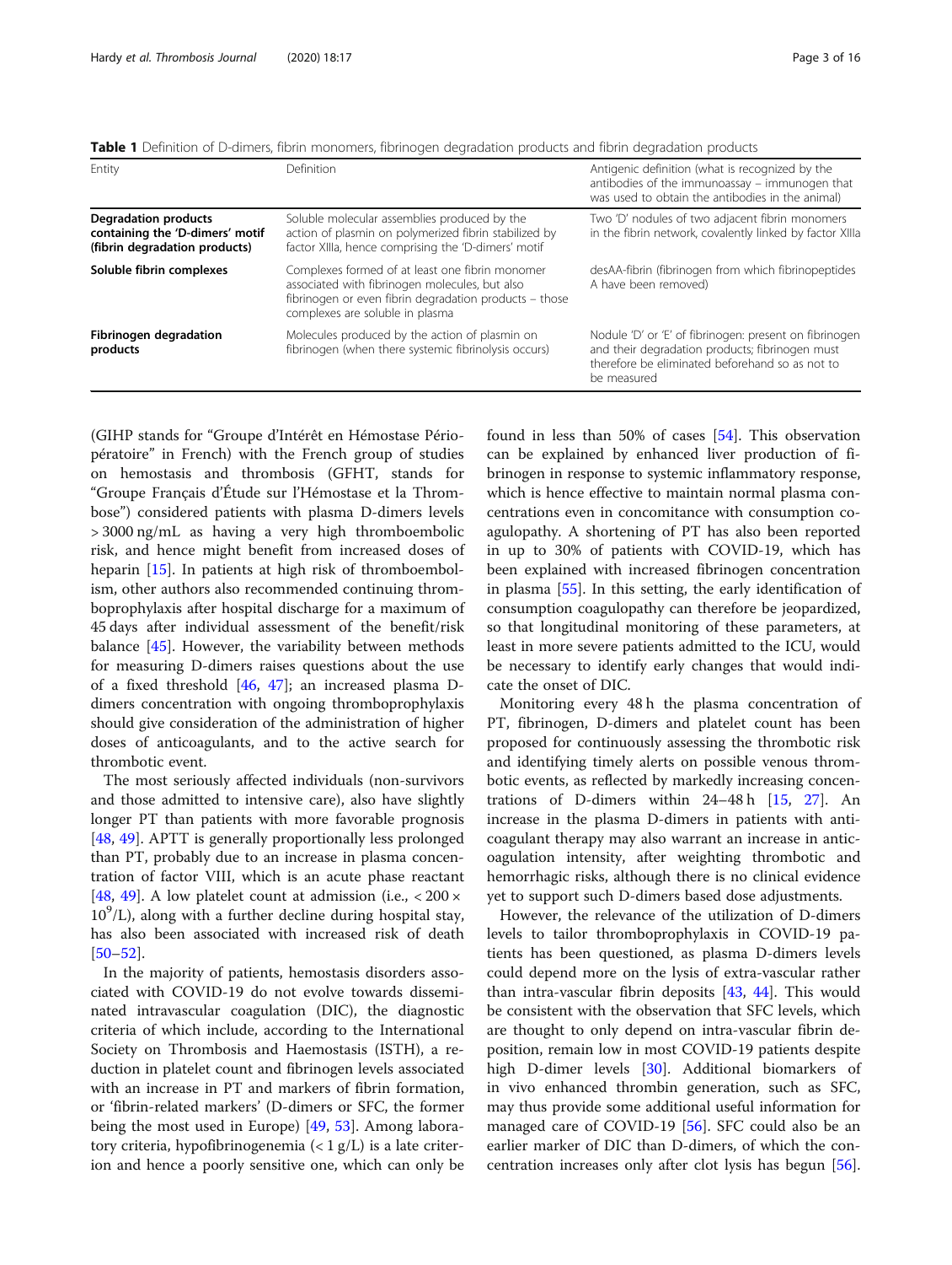**Table 1** Definition of D-dimers, fibrin monomers, fibrinogen degradation products and fibrin degradation products

| Entity | Definition | Antigenic definition (what is recognized by the antibodies of the immunoassay – immunogen that was used to obtain the antibodies in the animal) |
|---|---|---|
| **Degradation products containing the 'D-dimers' motif (fibrin degradation products)** | Soluble molecular assemblies produced by the action of plasmin on polymerized fibrin stabilized by factor XIIIa, hence comprising the 'D-dimers' motif | Two 'D' nodules of two adjacent fibrin monomers in the fibrin network, covalently linked by factor XIIIa |
| **Soluble fibrin complexes** | Complexes formed of at least one fibrin monomer associated with fibrinogen molecules, but also fibrinogen or even fibrin degradation products – those complexes are soluble in plasma | desAA-fibrin (fibrinogen from which fibrinopeptides A have been removed) |
| **Fibrinogen degradation products** | Molecules produced by the action of plasmin on fibrinogen (when there systemic fibrinolysis occurs) | Nodule 'D' or 'E' of fibrinogen: present on fibrinogen and their degradation products; fibrinogen must therefore be eliminated beforehand so as not to be measured |

(GIHP stands for "Groupe d'Intérêt en Hémostase Périopératoire" in French) with the French group of studies on hemostasis and thrombosis (GFHT, stands for "Groupe Français d'Étude sur l'Hémostase et la Thrombose") considered patients with plasma D-dimers levels > 3000 ng/mL as having a very high thromboembolic risk, and hence might benefit from increased doses of heparin [15]. In patients at high risk of thromboembolism, other authors also recommended continuing thromboprophylaxis after hospital discharge for a maximum of 45 days after individual assessment of the benefit/risk balance [45]. However, the variability between methods for measuring D-dimers raises questions about the use of a fixed threshold [46, 47]; an increased plasma D-dimers concentration with ongoing thromboprophylaxis should give consideration of the administration of higher doses of anticoagulants, and to the active search for thrombotic event.

The most seriously affected individuals (non-survivors and those admitted to intensive care), also have slightly longer PT than patients with more favorable prognosis [48, 49]. APTT is generally proportionally less prolonged than PT, probably due to an increase in plasma concentration of factor VIII, which is an acute phase reactant [48, 49]. A low platelet count at admission (i.e., $< 200 \times 10^9$/L), along with a further decline during hospital stay, has also been associated with increased risk of death [50–52].

In the majority of patients, hemostasis disorders associated with COVID-19 do not evolve towards disseminated intravascular coagulation (DIC), the diagnostic criteria of which include, according to the International Society on Thrombosis and Haemostasis (ISTH), a reduction in platelet count and fibrinogen levels associated with an increase in PT and markers of fibrin formation, or 'fibrin-related markers' (D-dimers or SFC, the former being the most used in Europe) [49, 53]. Among laboratory criteria, hypofibrinogenemia (< 1 g/L) is a late criterion and hence a poorly sensitive one, which can only be found in less than 50% of cases [54]. This observation can be explained by enhanced liver production of fibrinogen in response to systemic inflammatory response, which is hence effective to maintain normal plasma concentrations even in concomitance with consumption coagulopathy. A shortening of PT has also been reported in up to 30% of patients with COVID-19, which has been explained with increased fibrinogen concentration in plasma [55]. In this setting, the early identification of consumption coagulopathy can therefore be jeopardized, so that longitudinal monitoring of these parameters, at least in more severe patients admitted to the ICU, would be necessary to identify early changes that would indicate the onset of DIC.

Monitoring every 48 h the plasma concentration of PT, fibrinogen, D-dimers and platelet count has been proposed for continuously assessing the thrombotic risk and identifying timely alerts on possible venous thrombotic events, as reflected by markedly increasing concentrations of D-dimers within 24–48 h [15, 27]. An increase in the plasma D-dimers in patients with anticoagulant therapy may also warrant an increase in anticoagulation intensity, after weighting thrombotic and hemorrhagic risks, although there is no clinical evidence yet to support such D-dimers based dose adjustments.

However, the relevance of the utilization of D-dimers levels to tailor thromboprophylaxis in COVID-19 patients has been questioned, as plasma D-dimers levels could depend more on the lysis of extra-vascular rather than intra-vascular fibrin deposits [43, 44]. This would be consistent with the observation that SFC levels, which are thought to only depend on intra-vascular fibrin deposition, remain low in most COVID-19 patients despite high D-dimer levels [30]. Additional biomarkers of in vivo enhanced thrombin generation, such as SFC, may thus provide some additional useful information for managed care of COVID-19 [56]. SFC could also be an earlier marker of DIC than D-dimers, of which the concentration increases only after clot lysis has begun [56].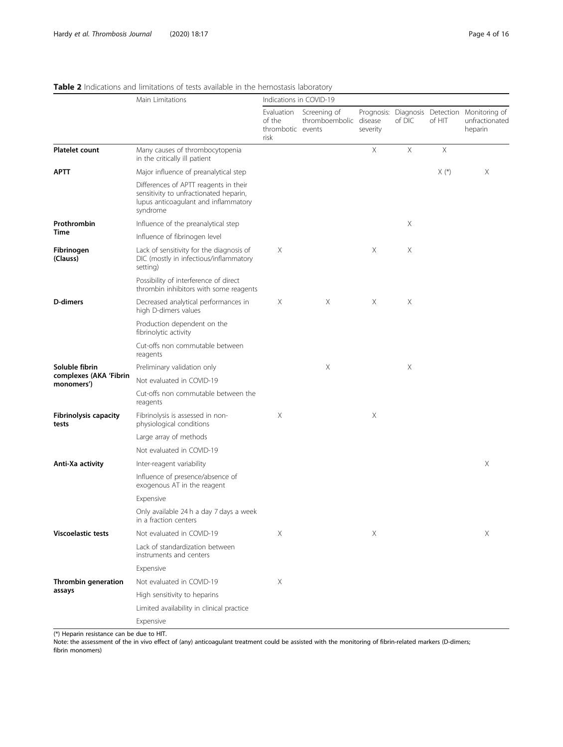**Table 2** Indications and limitations of tests available in the hemostasis laboratory

| | Main Limitations | Indications in COVID-19 | | | | | |
|---|---|---|---|---|---|---|---|
| | | Evaluation of the thrombotic risk | Screening of thromboembolic events | Prognosis: disease severity | Diagnosis of DIC | Detection of HIT | Monitoring of unfractionated heparin |
| **Platelet count** | Many causes of thrombocytopenia in the critically ill patient | | | X | X | X | |
| **APTT** | Major influence of preanalytical step | | | | | X (*) | X |
| | Differences of APTT reagents in their sensitivity to unfractionated heparin, lupus anticoagulant and inflammatory syndrome | | | | | | |
| **Prothrombin Time** | Influence of the preanalytical step | | | | X | | |
| | Influence of fibrinogen level | | | | | | |
| **Fibrinogen (Clauss)** | Lack of sensitivity for the diagnosis of DIC (mostly in infectious/inflammatory setting) | X | | X | X | | |
| | Possibility of interference of direct thrombin inhibitors with some reagents | | | | | | |
| **D-dimers** | Decreased analytical performances in high D-dimers values | X | X | X | X | | |
| | Production dependent on the fibrinolytic activity | | | | | | |
| | Cut-offs non commutable between reagents | | | | | | |
| **Soluble fibrin complexes (AKA 'Fibrin monomers')** | Preliminary validation only | | X | | X | | |
| | Not evaluated in COVID-19 | | | | | | |
| | Cut-offs non commutable between the reagents | | | | | | |
| **Fibrinolysis capacity tests** | Fibrinolysis is assessed in non-physiological conditions | X | | X | | | |
| | Large array of methods | | | | | | |
| | Not evaluated in COVID-19 | | | | | | |
| **Anti-Xa activity** | Inter-reagent variability | | | | | | X |
| | Influence of presence/absence of exogenous AT in the reagent | | | | | | |
| | Expensive | | | | | | |
| | Only available 24 h a day 7 days a week in a fraction centers | | | | | | |
| **Viscoelastic tests** | Not evaluated in COVID-19 | X | | X | | | X |
| | Lack of standardization between instruments and centers | | | | | | |
| | Expensive | | | | | | |
| **Thrombin generation assays** | Not evaluated in COVID-19 | X | | | | | |
| | High sensitivity to heparins | | | | | | |
| | Limited availability in clinical practice | | | | | | |
| | Expensive | | | | | | |

(*) Heparin resistance can be due to HIT.

Note: the assessment of the in vivo effect of (any) anticoagulant treatment could be assisted with the monitoring of fibrin-related markers (D-dimers; fibrin monomers)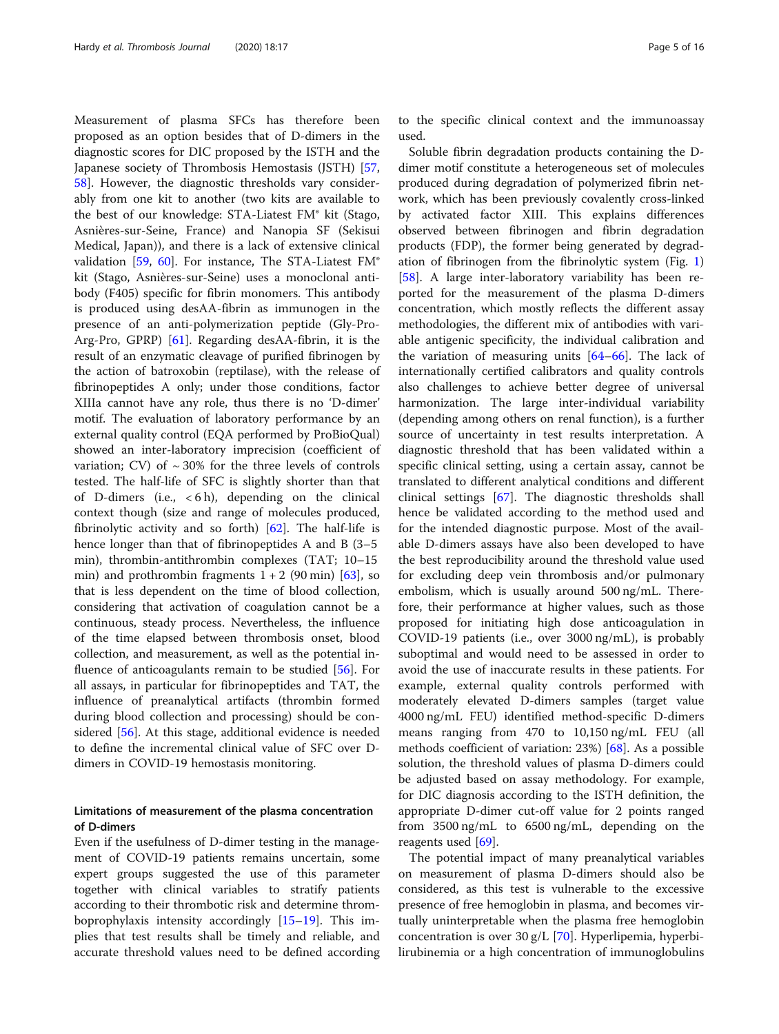Measurement of plasma SFCs has therefore been proposed as an option besides that of D-dimers in the diagnostic scores for DIC proposed by the ISTH and the Japanese society of Thrombosis Hemostasis (JSTH) [57, 58]. However, the diagnostic thresholds vary considerably from one kit to another (two kits are available to the best of our knowledge: STA-Liatest FM® kit (Stago, Asnières-sur-Seine, France) and Nanopia SF (Sekisui Medical, Japan)), and there is a lack of extensive clinical validation [59, 60]. For instance, The STA-Liatest FM® kit (Stago, Asnières-sur-Seine) uses a monoclonal antibody (F405) specific for fibrin monomers. This antibody is produced using desAA-fibrin as immunogen in the presence of an anti-polymerization peptide (Gly-Pro-Arg-Pro, GPRP) [61]. Regarding desAA-fibrin, it is the result of an enzymatic cleavage of purified fibrinogen by the action of batroxobin (reptilase), with the release of fibrinopeptides A only; under those conditions, factor XIIIa cannot have any role, thus there is no 'D-dimer' motif. The evaluation of laboratory performance by an external quality control (EQA performed by ProBioQual) showed an inter-laboratory imprecision (coefficient of variation; CV) of ~ 30% for the three levels of controls tested. The half-life of SFC is slightly shorter than that of D-dimers (i.e., < 6 h), depending on the clinical context though (size and range of molecules produced, fibrinolytic activity and so forth) [62]. The half-life is hence longer than that of fibrinopeptides A and B (3–5 min), thrombin-antithrombin complexes (TAT; 10–15 min) and prothrombin fragments 1 + 2 (90 min) [63], so that is less dependent on the time of blood collection, considering that activation of coagulation cannot be a continuous, steady process. Nevertheless, the influence of the time elapsed between thrombosis onset, blood collection, and measurement, as well as the potential influence of anticoagulants remain to be studied [56]. For all assays, in particular for fibrinopeptides and TAT, the influence of preanalytical artifacts (thrombin formed during blood collection and processing) should be considered [56]. At this stage, additional evidence is needed to define the incremental clinical value of SFC over D-dimers in COVID-19 hemostasis monitoring.

### Limitations of measurement of the plasma concentration of D-dimers

Even if the usefulness of D-dimer testing in the management of COVID-19 patients remains uncertain, some expert groups suggested the use of this parameter together with clinical variables to stratify patients according to their thrombotic risk and determine thromboprophylaxis intensity accordingly [15–19]. This implies that test results shall be timely and reliable, and accurate threshold values need to be defined according to the specific clinical context and the immunoassay used.

Soluble fibrin degradation products containing the D-dimer motif constitute a heterogeneous set of molecules produced during degradation of polymerized fibrin network, which has been previously covalently cross-linked by activated factor XIII. This explains differences observed between fibrinogen and fibrin degradation products (FDP), the former being generated by degradation of fibrinogen from the fibrinolytic system (Fig. 1) [58]. A large inter-laboratory variability has been reported for the measurement of the plasma D-dimers concentration, which mostly reflects the different assay methodologies, the different mix of antibodies with variable antigenic specificity, the individual calibration and the variation of measuring units [64–66]. The lack of internationally certified calibrators and quality controls also challenges to achieve better degree of universal harmonization. The large inter-individual variability (depending among others on renal function), is a further source of uncertainty in test results interpretation. A diagnostic threshold that has been validated within a specific clinical setting, using a certain assay, cannot be translated to different analytical conditions and different clinical settings [67]. The diagnostic thresholds shall hence be validated according to the method used and for the intended diagnostic purpose. Most of the available D-dimers assays have also been developed to have the best reproducibility around the threshold value used for excluding deep vein thrombosis and/or pulmonary embolism, which is usually around 500 ng/mL. Therefore, their performance at higher values, such as those proposed for initiating high dose anticoagulation in COVID-19 patients (i.e., over 3000 ng/mL), is probably suboptimal and would need to be assessed in order to avoid the use of inaccurate results in these patients. For example, external quality controls performed with moderately elevated D-dimers samples (target value 4000 ng/mL FEU) identified method-specific D-dimers means ranging from 470 to 10,150 ng/mL FEU (all methods coefficient of variation: 23%) [68]. As a possible solution, the threshold values of plasma D-dimers could be adjusted based on assay methodology. For example, for DIC diagnosis according to the ISTH definition, the appropriate D-dimer cut-off value for 2 points ranged from 3500 ng/mL to 6500 ng/mL, depending on the reagents used [69].

The potential impact of many preanalytical variables on measurement of plasma D-dimers should also be considered, as this test is vulnerable to the excessive presence of free hemoglobin in plasma, and becomes virtually uninterpretable when the plasma free hemoglobin concentration is over 30 g/L [70]. Hyperlipemia, hyperbilirubinemia or a high concentration of immunoglobulins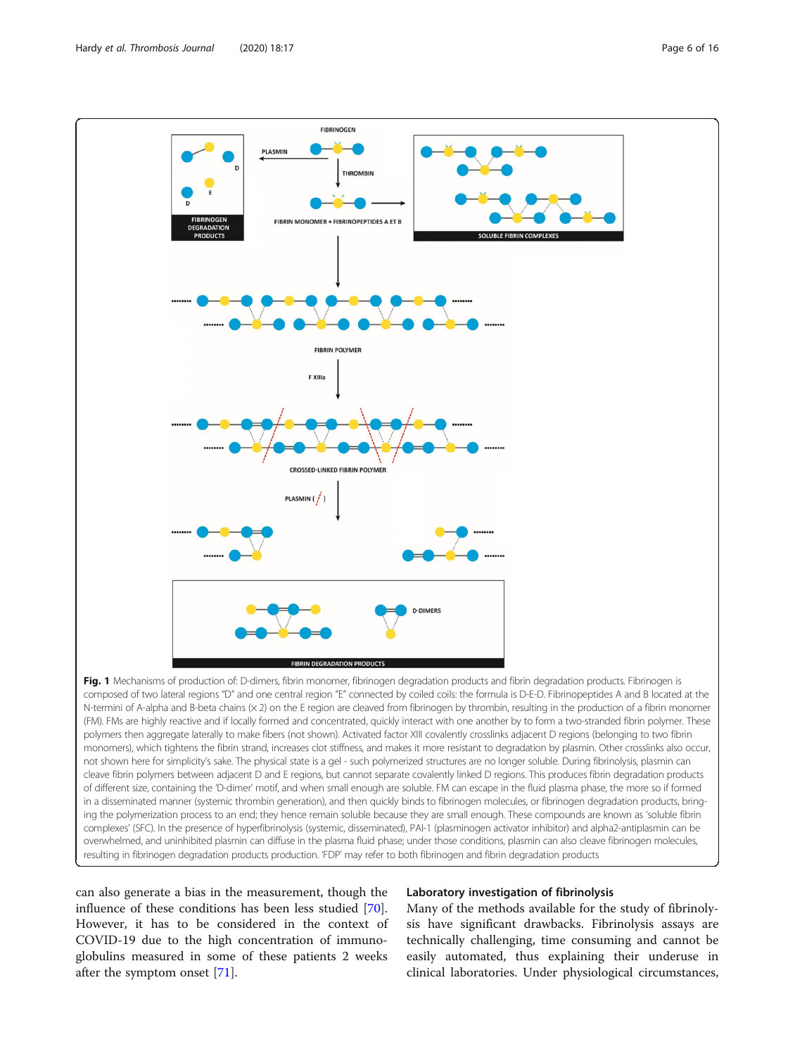FIBRINOGEN

PLASMIN

THROMBIN

D

E

D

FIBRINOGEN DEGRADATION PRODUCTS

FIBRIN MONOMER + FIBRINOPEPTIDES A ET B

SOLUBLE FIBRIN COMPLEXES

FIBRIN POLYMER

F XIIIa

CROSSED-LINKED FIBRIN POLYMER

PLASMIN ( / )

D-DIMERS

FIBRIN DEGRADATION PRODUCTS

**Fig. 1** Mechanisms of production of: D-dimers, fibrin monomer, fibrinogen degradation products and fibrin degradation products. Fibrinogen is composed of two lateral regions "D" and one central region "E" connected by coiled coils: the formula is D-E-D. Fibrinopeptides A and B located at the N-termini of A-alpha and B-beta chains (× 2) on the E region are cleaved from fibrinogen by thrombin, resulting in the production of a fibrin monomer (FM). FMs are highly reactive and if locally formed and concentrated, quickly interact with one another by to form a two-stranded fibrin polymer. These polymers then aggregate laterally to make fibers (not shown). Activated factor XIII covalently crosslinks adjacent D regions (belonging to two fibrin monomers), which tightens the fibrin strand, increases clot stiffness, and makes it more resistant to degradation by plasmin. Other crosslinks also occur, not shown here for simplicity's sake. The physical state is a gel - such polymerized structures are no longer soluble. During fibrinolysis, plasmin can cleave fibrin polymers between adjacent D and E regions, but cannot separate covalently linked D regions. This produces fibrin degradation products of different size, containing the 'D-dimer' motif, and when small enough are soluble. FM can escape in the fluid plasma phase, the more so if formed in a disseminated manner (systemic thrombin generation), and then quickly binds to fibrinogen molecules, or fibrinogen degradation products, bringing the polymerization process to an end; they hence remain soluble because they are small enough. These compounds are known as 'soluble fibrin complexes' (SFC). In the presence of hyperfibrinolysis (systemic, disseminated), PAI-1 (plasminogen activator inhibitor) and alpha2-antiplasmin can be overwhelmed, and uninhibited plasmin can diffuse in the plasma fluid phase; under those conditions, plasmin can also cleave fibrinogen molecules, resulting in fibrinogen degradation products production. 'FDP' may refer to both fibrinogen and fibrin degradation products

can also generate a bias in the measurement, though the influence of these conditions has been less studied [70]. However, it has to be considered in the context of COVID-19 due to the high concentration of immunoglobulins measured in some of these patients 2 weeks after the symptom onset [71].

## Laboratory investigation of fibrinolysis

Many of the methods available for the study of fibrinolysis have significant drawbacks. Fibrinolysis assays are technically challenging, time consuming and cannot be easily automated, thus explaining their underuse in clinical laboratories. Under physiological circumstances,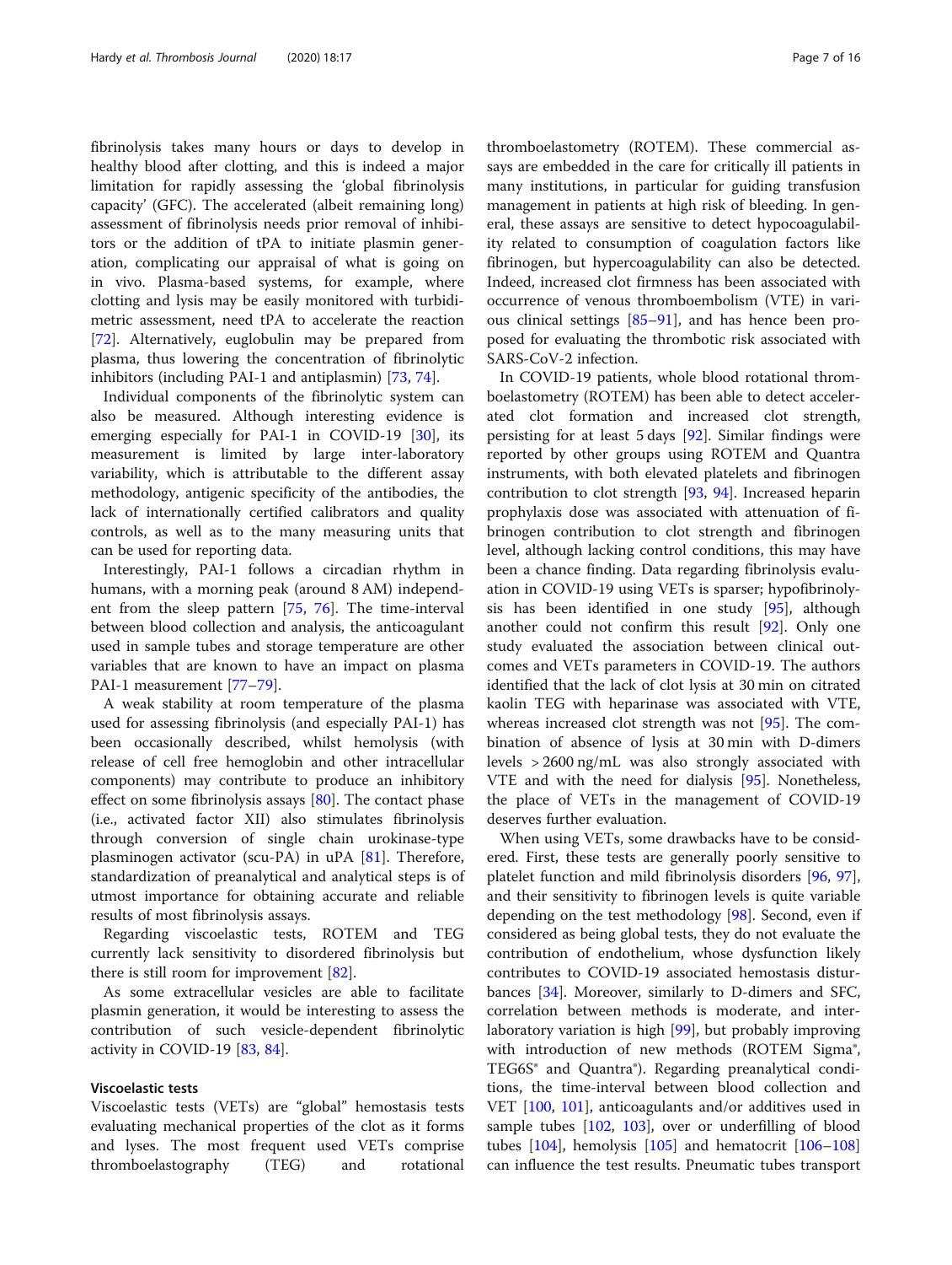fibrinolysis takes many hours or days to develop in healthy blood after clotting, and this is indeed a major limitation for rapidly assessing the 'global fibrinolysis capacity' (GFC). The accelerated (albeit remaining long) assessment of fibrinolysis needs prior removal of inhibitors or the addition of tPA to initiate plasmin generation, complicating our appraisal of what is going on in vivo. Plasma-based systems, for example, where clotting and lysis may be easily monitored with turbidimetric assessment, need tPA to accelerate the reaction [72]. Alternatively, euglobulin may be prepared from plasma, thus lowering the concentration of fibrinolytic inhibitors (including PAI-1 and antiplasmin) [73, 74].

Individual components of the fibrinolytic system can also be measured. Although interesting evidence is emerging especially for PAI-1 in COVID-19 [30], its measurement is limited by large inter-laboratory variability, which is attributable to the different assay methodology, antigenic specificity of the antibodies, the lack of internationally certified calibrators and quality controls, as well as to the many measuring units that can be used for reporting data.

Interestingly, PAI-1 follows a circadian rhythm in humans, with a morning peak (around 8 AM) independent from the sleep pattern [75, 76]. The time-interval between blood collection and analysis, the anticoagulant used in sample tubes and storage temperature are other variables that are known to have an impact on plasma PAI-1 measurement [77–79].

A weak stability at room temperature of the plasma used for assessing fibrinolysis (and especially PAI-1) has been occasionally described, whilst hemolysis (with release of cell free hemoglobin and other intracellular components) may contribute to produce an inhibitory effect on some fibrinolysis assays [80]. The contact phase (i.e., activated factor XII) also stimulates fibrinolysis through conversion of single chain urokinase-type plasminogen activator (scu-PA) in uPA [81]. Therefore, standardization of preanalytical and analytical steps is of utmost importance for obtaining accurate and reliable results of most fibrinolysis assays.

Regarding viscoelastic tests, ROTEM and TEG currently lack sensitivity to disordered fibrinolysis but there is still room for improvement [82].

As some extracellular vesicles are able to facilitate plasmin generation, it would be interesting to assess the contribution of such vesicle-dependent fibrinolytic activity in COVID-19 [83, 84].

### Viscoelastic tests

Viscoelastic tests (VETs) are "global" hemostasis tests evaluating mechanical properties of the clot as it forms and lyses. The most frequent used VETs comprise thromboelastography (TEG) and rotational thromboelastometry (ROTEM). These commercial assays are embedded in the care for critically ill patients in many institutions, in particular for guiding transfusion management in patients at high risk of bleeding. In general, these assays are sensitive to detect hypocoagulability related to consumption of coagulation factors like fibrinogen, but hypercoagulability can also be detected. Indeed, increased clot firmness has been associated with occurrence of venous thromboembolism (VTE) in various clinical settings [85–91], and has hence been proposed for evaluating the thrombotic risk associated with SARS-CoV-2 infection.

In COVID-19 patients, whole blood rotational thromboelastometry (ROTEM) has been able to detect accelerated clot formation and increased clot strength, persisting for at least 5 days [92]. Similar findings were reported by other groups using ROTEM and Quantra instruments, with both elevated platelets and fibrinogen contribution to clot strength [93, 94]. Increased heparin prophylaxis dose was associated with attenuation of fibrinogen contribution to clot strength and fibrinogen level, although lacking control conditions, this may have been a chance finding. Data regarding fibrinolysis evaluation in COVID-19 using VETs is sparser; hypofibrinolysis has been identified in one study [95], although another could not confirm this result [92]. Only one study evaluated the association between clinical outcomes and VETs parameters in COVID-19. The authors identified that the lack of clot lysis at 30 min on citrated kaolin TEG with heparinase was associated with VTE, whereas increased clot strength was not [95]. The combination of absence of lysis at 30 min with D-dimers levels > 2600 ng/mL was also strongly associated with VTE and with the need for dialysis [95]. Nonetheless, the place of VETs in the management of COVID-19 deserves further evaluation.

When using VETs, some drawbacks have to be considered. First, these tests are generally poorly sensitive to platelet function and mild fibrinolysis disorders [96, 97], and their sensitivity to fibrinogen levels is quite variable depending on the test methodology [98]. Second, even if considered as being global tests, they do not evaluate the contribution of endothelium, whose dysfunction likely contributes to COVID-19 associated hemostasis disturbances [34]. Moreover, similarly to D-dimers and SFC, correlation between methods is moderate, and inter-laboratory variation is high [99], but probably improving with introduction of new methods (ROTEM Sigma®, TEG6S® and Quantra®). Regarding preanalytical conditions, the time-interval between blood collection and VET [100, 101], anticoagulants and/or additives used in sample tubes [102, 103], over or underfilling of blood tubes [104], hemolysis [105] and hematocrit [106–108] can influence the test results. Pneumatic tubes transport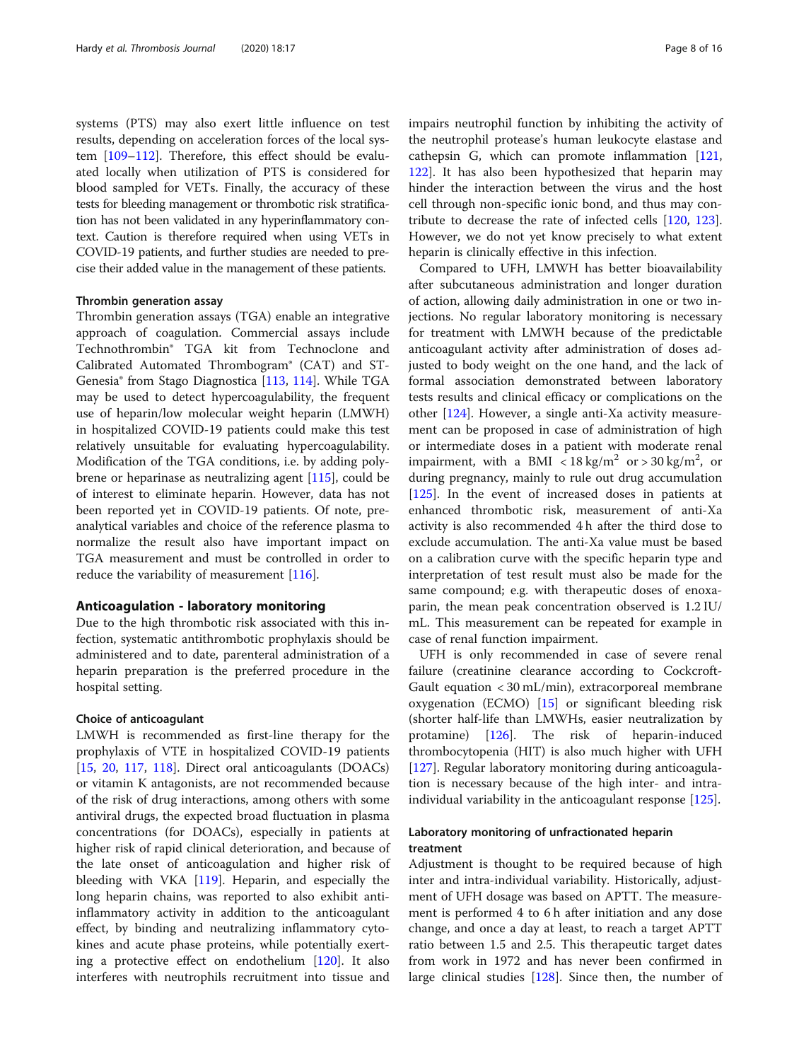systems (PTS) may also exert little influence on test results, depending on acceleration forces of the local system [109–112]. Therefore, this effect should be evaluated locally when utilization of PTS is considered for blood sampled for VETs. Finally, the accuracy of these tests for bleeding management or thrombotic risk stratification has not been validated in any hyperinflammatory context. Caution is therefore required when using VETs in COVID-19 patients, and further studies are needed to precise their added value in the management of these patients.

#### Thrombin generation assay

Thrombin generation assays (TGA) enable an integrative approach of coagulation. Commercial assays include Technothrombin® TGA kit from Technoclone and Calibrated Automated Thrombogram® (CAT) and ST-Genesia® from Stago Diagnostica [113, 114]. While TGA may be used to detect hypercoagulability, the frequent use of heparin/low molecular weight heparin (LMWH) in hospitalized COVID-19 patients could make this test relatively unsuitable for evaluating hypercoagulability. Modification of the TGA conditions, i.e. by adding polybrene or heparinase as neutralizing agent [115], could be of interest to eliminate heparin. However, data has not been reported yet in COVID-19 patients. Of note, pre-analytical variables and choice of the reference plasma to normalize the result also have important impact on TGA measurement and must be controlled in order to reduce the variability of measurement [116].

## Anticoagulation - laboratory monitoring

Due to the high thrombotic risk associated with this infection, systematic antithrombotic prophylaxis should be administered and to date, parenteral administration of a heparin preparation is the preferred procedure in the hospital setting.

#### Choice of anticoagulant

LMWH is recommended as first-line therapy for the prophylaxis of VTE in hospitalized COVID-19 patients [15, 20, 117, 118]. Direct oral anticoagulants (DOACs) or vitamin K antagonists, are not recommended because of the risk of drug interactions, among others with some antiviral drugs, the expected broad fluctuation in plasma concentrations (for DOACs), especially in patients at higher risk of rapid clinical deterioration, and because of the late onset of anticoagulation and higher risk of bleeding with VKA [119]. Heparin, and especially the long heparin chains, was reported to also exhibit anti-inflammatory activity in addition to the anticoagulant effect, by binding and neutralizing inflammatory cytokines and acute phase proteins, while potentially exerting a protective effect on endothelium [120]. It also interferes with neutrophils recruitment into tissue and impairs neutrophil function by inhibiting the activity of the neutrophil protease's human leukocyte elastase and cathepsin G, which can promote inflammation [121, 122]. It has also been hypothesized that heparin may hinder the interaction between the virus and the host cell through non-specific ionic bond, and thus may contribute to decrease the rate of infected cells [120, 123]. However, we do not yet know precisely to what extent heparin is clinically effective in this infection.

Compared to UFH, LMWH has better bioavailability after subcutaneous administration and longer duration of action, allowing daily administration in one or two injections. No regular laboratory monitoring is necessary for treatment with LMWH because of the predictable anticoagulant activity after administration of doses adjusted to body weight on the one hand, and the lack of formal association demonstrated between laboratory tests results and clinical efficacy or complications on the other [124]. However, a single anti-Xa activity measurement can be proposed in case of administration of high or intermediate doses in a patient with moderate renal impairment, with a BMI $< 18\ kg/m^2$ or $> 30\ kg/m^2$, or during pregnancy, mainly to rule out drug accumulation [125]. In the event of increased doses in patients at enhanced thrombotic risk, measurement of anti-Xa activity is also recommended 4 h after the third dose to exclude accumulation. The anti-Xa value must be based on a calibration curve with the specific heparin type and interpretation of test result must also be made for the same compound; e.g. with therapeutic doses of enoxaparin, the mean peak concentration observed is 1.2 IU/mL. This measurement can be repeated for example in case of renal function impairment.

UFH is only recommended in case of severe renal failure (creatinine clearance according to Cockcroft-Gault equation < 30 mL/min), extracorporeal membrane oxygenation (ECMO) [15] or significant bleeding risk (shorter half-life than LMWHs, easier neutralization by protamine) [126]. The risk of heparin-induced thrombocytopenia (HIT) is also much higher with UFH [127]. Regular laboratory monitoring during anticoagulation is necessary because of the high inter- and intra-individual variability in the anticoagulant response [125].

#### Laboratory monitoring of unfractionated heparin treatment

Adjustment is thought to be required because of high inter and intra-individual variability. Historically, adjustment of UFH dosage was based on APTT. The measurement is performed 4 to 6 h after initiation and any dose change, and once a day at least, to reach a target APTT ratio between 1.5 and 2.5. This therapeutic target dates from work in 1972 and has never been confirmed in large clinical studies [128]. Since then, the number of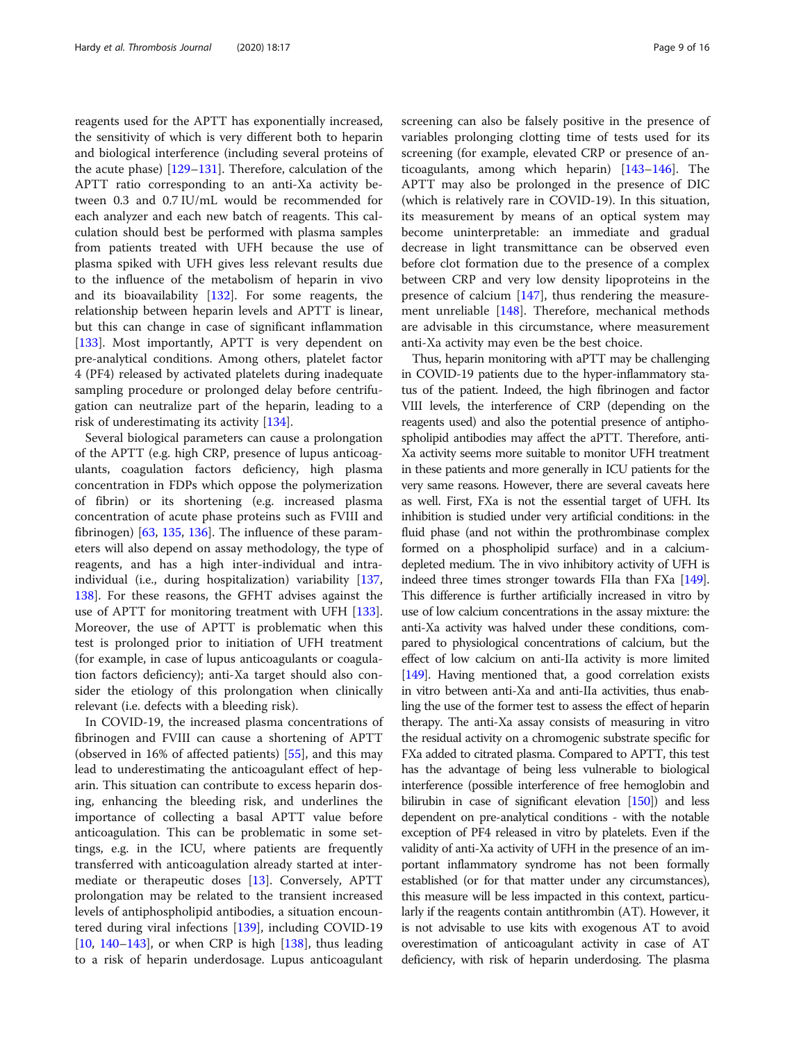reagents used for the APTT has exponentially increased, the sensitivity of which is very different both to heparin and biological interference (including several proteins of the acute phase) [129–131]. Therefore, calculation of the APTT ratio corresponding to an anti-Xa activity between 0.3 and 0.7 IU/mL would be recommended for each analyzer and each new batch of reagents. This calculation should best be performed with plasma samples from patients treated with UFH because the use of plasma spiked with UFH gives less relevant results due to the influence of the metabolism of heparin in vivo and its bioavailability [132]. For some reagents, the relationship between heparin levels and APTT is linear, but this can change in case of significant inflammation [133]. Most importantly, APTT is very dependent on pre-analytical conditions. Among others, platelet factor 4 (PF4) released by activated platelets during inadequate sampling procedure or prolonged delay before centrifugation can neutralize part of the heparin, leading to a risk of underestimating its activity [134].

Several biological parameters can cause a prolongation of the APTT (e.g. high CRP, presence of lupus anticoagulants, coagulation factors deficiency, high plasma concentration in FDPs which oppose the polymerization of fibrin) or its shortening (e.g. increased plasma concentration of acute phase proteins such as FVIII and fibrinogen) [63, 135, 136]. The influence of these parameters will also depend on assay methodology, the type of reagents, and has a high inter-individual and intra-individual (i.e., during hospitalization) variability [137, 138]. For these reasons, the GFHT advises against the use of APTT for monitoring treatment with UFH [133]. Moreover, the use of APTT is problematic when this test is prolonged prior to initiation of UFH treatment (for example, in case of lupus anticoagulants or coagulation factors deficiency); anti-Xa target should also consider the etiology of this prolongation when clinically relevant (i.e. defects with a bleeding risk).

In COVID-19, the increased plasma concentrations of fibrinogen and FVIII can cause a shortening of APTT (observed in 16% of affected patients) [55], and this may lead to underestimating the anticoagulant effect of heparin. This situation can contribute to excess heparin dosing, enhancing the bleeding risk, and underlines the importance of collecting a basal APTT value before anticoagulation. This can be problematic in some settings, e.g. in the ICU, where patients are frequently transferred with anticoagulation already started at intermediate or therapeutic doses [13]. Conversely, APTT prolongation may be related to the transient increased levels of antiphospholipid antibodies, a situation encountered during viral infections [139], including COVID-19 [10, 140–143], or when CRP is high [138], thus leading to a risk of heparin underdosage. Lupus anticoagulant screening can also be falsely positive in the presence of variables prolonging clotting time of tests used for its screening (for example, elevated CRP or presence of anticoagulants, among which heparin) [143–146]. The APTT may also be prolonged in the presence of DIC (which is relatively rare in COVID-19). In this situation, its measurement by means of an optical system may become uninterpretable: an immediate and gradual decrease in light transmittance can be observed even before clot formation due to the presence of a complex between CRP and very low density lipoproteins in the presence of calcium [147], thus rendering the measurement unreliable [148]. Therefore, mechanical methods are advisable in this circumstance, where measurement anti-Xa activity may even be the best choice.

Thus, heparin monitoring with aPTT may be challenging in COVID-19 patients due to the hyper-inflammatory status of the patient. Indeed, the high fibrinogen and factor VIII levels, the interference of CRP (depending on the reagents used) and also the potential presence of antiphospholipid antibodies may affect the aPTT. Therefore, anti-Xa activity seems more suitable to monitor UFH treatment in these patients and more generally in ICU patients for the very same reasons. However, there are several caveats here as well. First, FXa is not the essential target of UFH. Its inhibition is studied under very artificial conditions: in the fluid phase (and not within the prothrombinase complex formed on a phospholipid surface) and in a calcium-depleted medium. The in vivo inhibitory activity of UFH is indeed three times stronger towards FIIa than FXa [149]. This difference is further artificially increased in vitro by use of low calcium concentrations in the assay mixture: the anti-Xa activity was halved under these conditions, compared to physiological concentrations of calcium, but the effect of low calcium on anti-IIa activity is more limited [149]. Having mentioned that, a good correlation exists in vitro between anti-Xa and anti-IIa activities, thus enabling the use of the former test to assess the effect of heparin therapy. The anti-Xa assay consists of measuring in vitro the residual activity on a chromogenic substrate specific for FXa added to citrated plasma. Compared to APTT, this test has the advantage of being less vulnerable to biological interference (possible interference of free hemoglobin and bilirubin in case of significant elevation [150]) and less dependent on pre-analytical conditions - with the notable exception of PF4 released in vitro by platelets. Even if the validity of anti-Xa activity of UFH in the presence of an important inflammatory syndrome has not been formally established (or for that matter under any circumstances), this measure will be less impacted in this context, particularly if the reagents contain antithrombin (AT). However, it is not advisable to use kits with exogenous AT to avoid overestimation of anticoagulant activity in case of AT deficiency, with risk of heparin underdosing. The plasma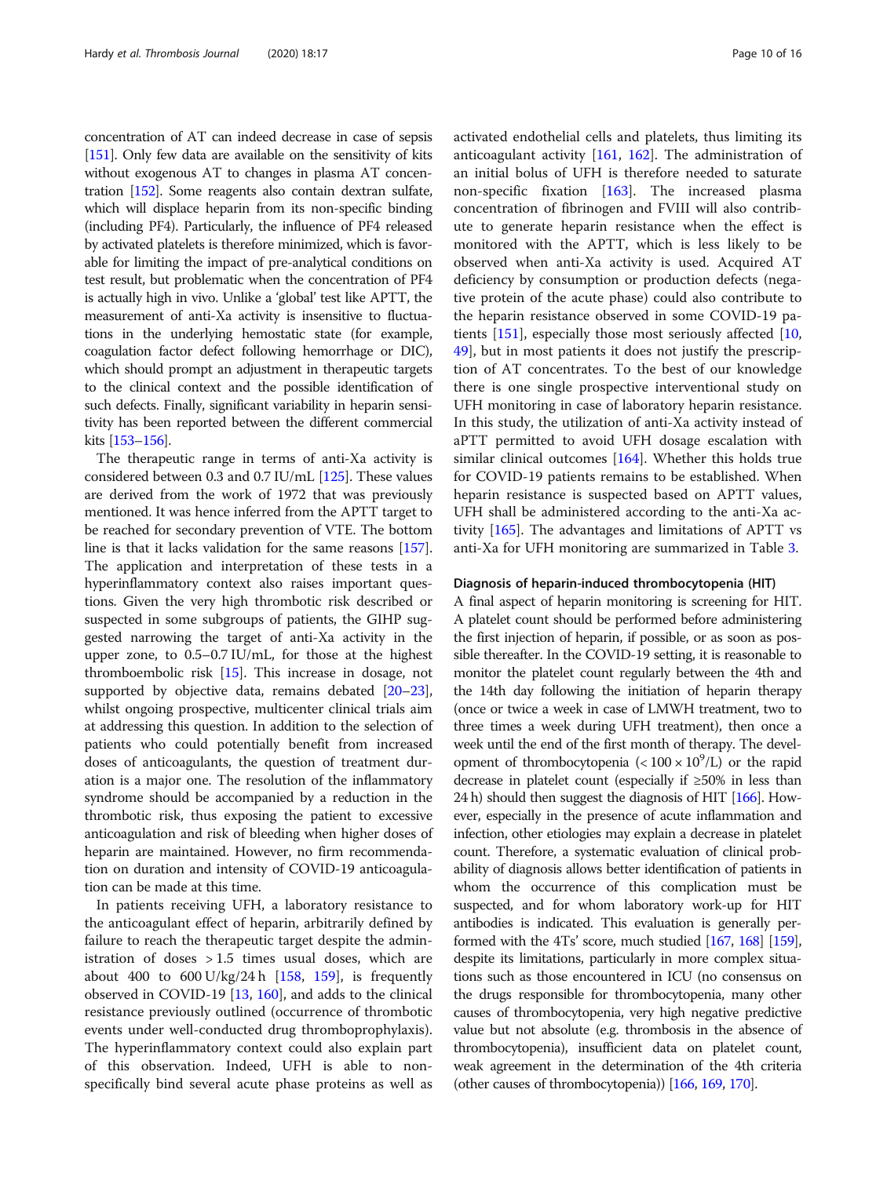concentration of AT can indeed decrease in case of sepsis [151]. Only few data are available on the sensitivity of kits without exogenous AT to changes in plasma AT concentration [152]. Some reagents also contain dextran sulfate, which will displace heparin from its non-specific binding (including PF4). Particularly, the influence of PF4 released by activated platelets is therefore minimized, which is favorable for limiting the impact of pre-analytical conditions on test result, but problematic when the concentration of PF4 is actually high in vivo. Unlike a 'global' test like APTT, the measurement of anti-Xa activity is insensitive to fluctuations in the underlying hemostatic state (for example, coagulation factor defect following hemorrhage or DIC), which should prompt an adjustment in therapeutic targets to the clinical context and the possible identification of such defects. Finally, significant variability in heparin sensitivity has been reported between the different commercial kits [153–156].

The therapeutic range in terms of anti-Xa activity is considered between 0.3 and 0.7 IU/mL [125]. These values are derived from the work of 1972 that was previously mentioned. It was hence inferred from the APTT target to be reached for secondary prevention of VTE. The bottom line is that it lacks validation for the same reasons [157]. The application and interpretation of these tests in a hyperinflammatory context also raises important questions. Given the very high thrombotic risk described or suspected in some subgroups of patients, the GIHP suggested narrowing the target of anti-Xa activity in the upper zone, to 0.5–0.7 IU/mL, for those at the highest thromboembolic risk [15]. This increase in dosage, not supported by objective data, remains debated [20–23], whilst ongoing prospective, multicenter clinical trials aim at addressing this question. In addition to the selection of patients who could potentially benefit from increased doses of anticoagulants, the question of treatment duration is a major one. The resolution of the inflammatory syndrome should be accompanied by a reduction in the thrombotic risk, thus exposing the patient to excessive anticoagulation and risk of bleeding when higher doses of heparin are maintained. However, no firm recommendation on duration and intensity of COVID-19 anticoagulation can be made at this time.

In patients receiving UFH, a laboratory resistance to the anticoagulant effect of heparin, arbitrarily defined by failure to reach the therapeutic target despite the administration of doses > 1.5 times usual doses, which are about 400 to 600 U/kg/24 h [158, 159], is frequently observed in COVID-19 [13, 160], and adds to the clinical resistance previously outlined (occurrence of thrombotic events under well-conducted drug thromboprophylaxis). The hyperinflammatory context could also explain part of this observation. Indeed, UFH is able to non-specifically bind several acute phase proteins as well as activated endothelial cells and platelets, thus limiting its anticoagulant activity [161, 162]. The administration of an initial bolus of UFH is therefore needed to saturate non-specific fixation [163]. The increased plasma concentration of fibrinogen and FVIII will also contribute to generate heparin resistance when the effect is monitored with the APTT, which is less likely to be observed when anti-Xa activity is used. Acquired AT deficiency by consumption or production defects (negative protein of the acute phase) could also contribute to the heparin resistance observed in some COVID-19 patients [151], especially those most seriously affected [10, 49], but in most patients it does not justify the prescription of AT concentrates. To the best of our knowledge there is one single prospective interventional study on UFH monitoring in case of laboratory heparin resistance. In this study, the utilization of anti-Xa activity instead of aPTT permitted to avoid UFH dosage escalation with similar clinical outcomes [164]. Whether this holds true for COVID-19 patients remains to be established. When heparin resistance is suspected based on APTT values, UFH shall be administered according to the anti-Xa activity [165]. The advantages and limitations of APTT vs anti-Xa for UFH monitoring are summarized in Table 3.

### Diagnosis of heparin-induced thrombocytopenia (HIT)

A final aspect of heparin monitoring is screening for HIT. A platelet count should be performed before administering the first injection of heparin, if possible, or as soon as possible thereafter. In the COVID-19 setting, it is reasonable to monitor the platelet count regularly between the 4th and the 14th day following the initiation of heparin therapy (once or twice a week in case of LMWH treatment, two to three times a week during UFH treatment), then once a week until the end of the first month of therapy. The development of thrombocytopenia ($< 100 \times 10^9$/L) or the rapid decrease in platelet count (especially if ≥50% in less than 24 h) should then suggest the diagnosis of HIT [166]. However, especially in the presence of acute inflammation and infection, other etiologies may explain a decrease in platelet count. Therefore, a systematic evaluation of clinical probability of diagnosis allows better identification of patients in whom the occurrence of this complication must be suspected, and for whom laboratory work-up for HIT antibodies is indicated. This evaluation is generally performed with the 4Ts' score, much studied [167, 168] [159], despite its limitations, particularly in more complex situations such as those encountered in ICU (no consensus on the drugs responsible for thrombocytopenia, many other causes of thrombocytopenia, very high negative predictive value but not absolute (e.g. thrombosis in the absence of thrombocytopenia), insufficient data on platelet count, weak agreement in the determination of the 4th criteria (other causes of thrombocytopenia)) [166, 169, 170].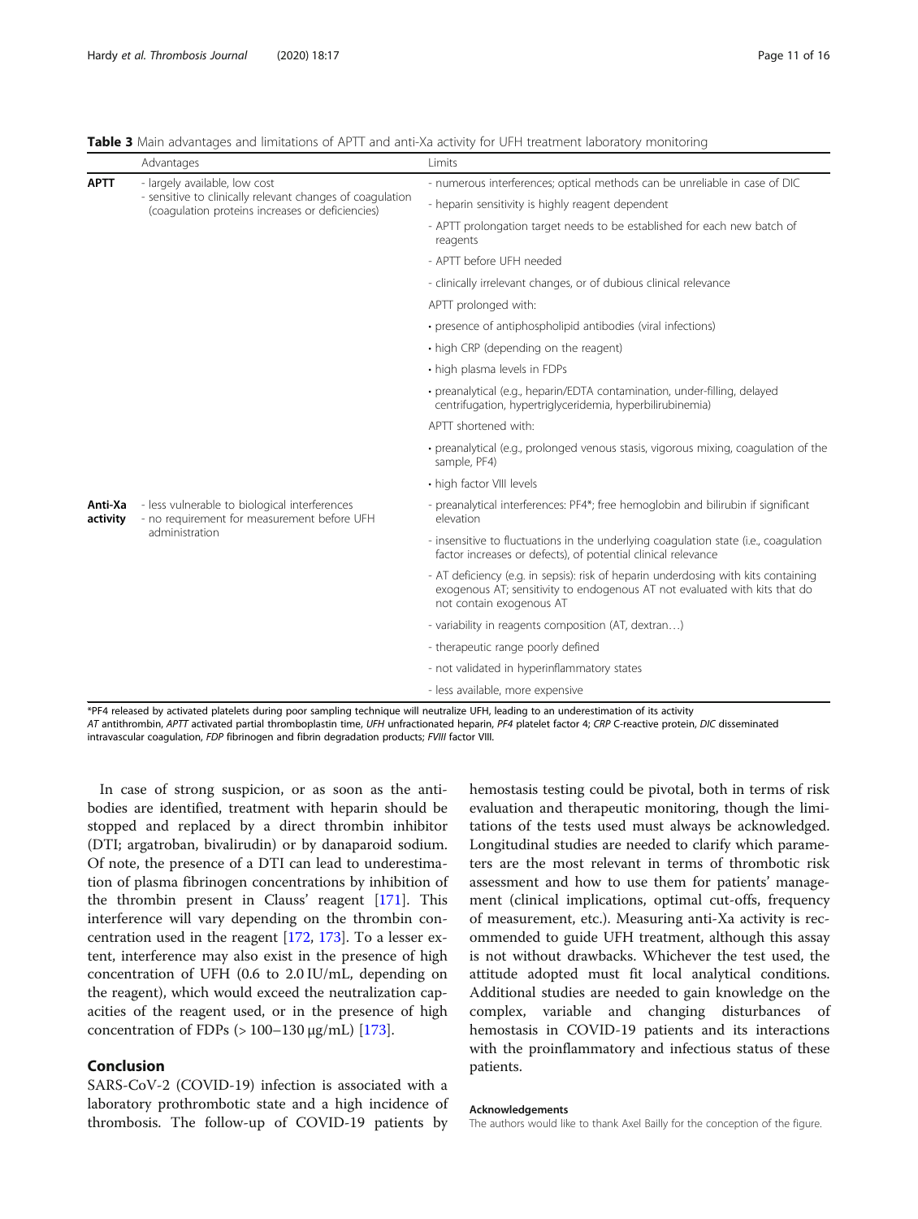**Table 3** Main advantages and limitations of APTT and anti-Xa activity for UFH treatment laboratory monitoring

| | Advantages | Limits |
|---|---|---|
| **APTT** | - largely available, low cost<br>- sensitive to clinically relevant changes of coagulation (coagulation proteins increases or deficiencies) | - numerous interferences; optical methods can be unreliable in case of DIC |
| | | - heparin sensitivity is highly reagent dependent |
| | | - APTT prolongation target needs to be established for each new batch of reagents |
| | | - APTT before UFH needed |
| | | - clinically irrelevant changes, or of dubious clinical relevance |
| | | APTT prolonged with: |
| | | • presence of antiphospholipid antibodies (viral infections) |
| | | • high CRP (depending on the reagent) |
| | | • high plasma levels in FDPs |
| | | • preanalytical (e.g., heparin/EDTA contamination, under-filling, delayed centrifugation, hypertriglyceridemia, hyperbilirubinemia) |
| | | APTT shortened with: |
| | | • preanalytical (e.g., prolonged venous stasis, vigorous mixing, coagulation of the sample, PF4) |
| | | • high factor VIII levels |
| **Anti-Xa activity** | - less vulnerable to biological interferences<br>- no requirement for measurement before UFH administration | - preanalytical interferences: PF4*; free hemoglobin and bilirubin if significant elevation |
| | | - insensitive to fluctuations in the underlying coagulation state (i.e., coagulation factor increases or defects), of potential clinical relevance |
| | | - AT deficiency (e.g. in sepsis): risk of heparin underdosing with kits containing exogenous AT; sensitivity to endogenous AT not evaluated with kits that do not contain exogenous AT |
| | | - variability in reagents composition (AT, dextran…) |
| | | - therapeutic range poorly defined |
| | | - not validated in hyperinflammatory states |
| | | - less available, more expensive |

*PF4 released by activated platelets during poor sampling technique will neutralize UFH, leading to an underestimation of its activity
*AT* antithrombin, *APTT* activated partial thromboplastin time, *UFH* unfractionated heparin, *PF4* platelet factor 4; *CRP* C-reactive protein, *DIC* disseminated intravascular coagulation, *FDP* fibrinogen and fibrin degradation products; *FVIII* factor VIII.

In case of strong suspicion, or as soon as the antibodies are identified, treatment with heparin should be stopped and replaced by a direct thrombin inhibitor (DTI; argatroban, bivalirudin) or by danaparoid sodium. Of note, the presence of a DTI can lead to underestimation of plasma fibrinogen concentrations by inhibition of the thrombin present in Clauss' reagent [171]. This interference will vary depending on the thrombin concentration used in the reagent [172, 173]. To a lesser extent, interference may also exist in the presence of high concentration of UFH (0.6 to 2.0 IU/mL, depending on the reagent), which would exceed the neutralization capacities of the reagent used, or in the presence of high concentration of FDPs (> 100–130 μg/mL) [173].

## Conclusion

SARS-CoV-2 (COVID-19) infection is associated with a laboratory prothrombotic state and a high incidence of thrombosis. The follow-up of COVID-19 patients by hemostasis testing could be pivotal, both in terms of risk evaluation and therapeutic monitoring, though the limitations of the tests used must always be acknowledged. Longitudinal studies are needed to clarify which parameters are the most relevant in terms of thrombotic risk assessment and how to use them for patients' management (clinical implications, optimal cut-offs, frequency of measurement, etc.). Measuring anti-Xa activity is recommended to guide UFH treatment, although this assay is not without drawbacks. Whichever the test used, the attitude adopted must fit local analytical conditions. Additional studies are needed to gain knowledge on the complex, variable and changing disturbances of hemostasis in COVID-19 patients and its interactions with the proinflammatory and infectious status of these patients.

#### Acknowledgements

The authors would like to thank Axel Bailly for the conception of the figure.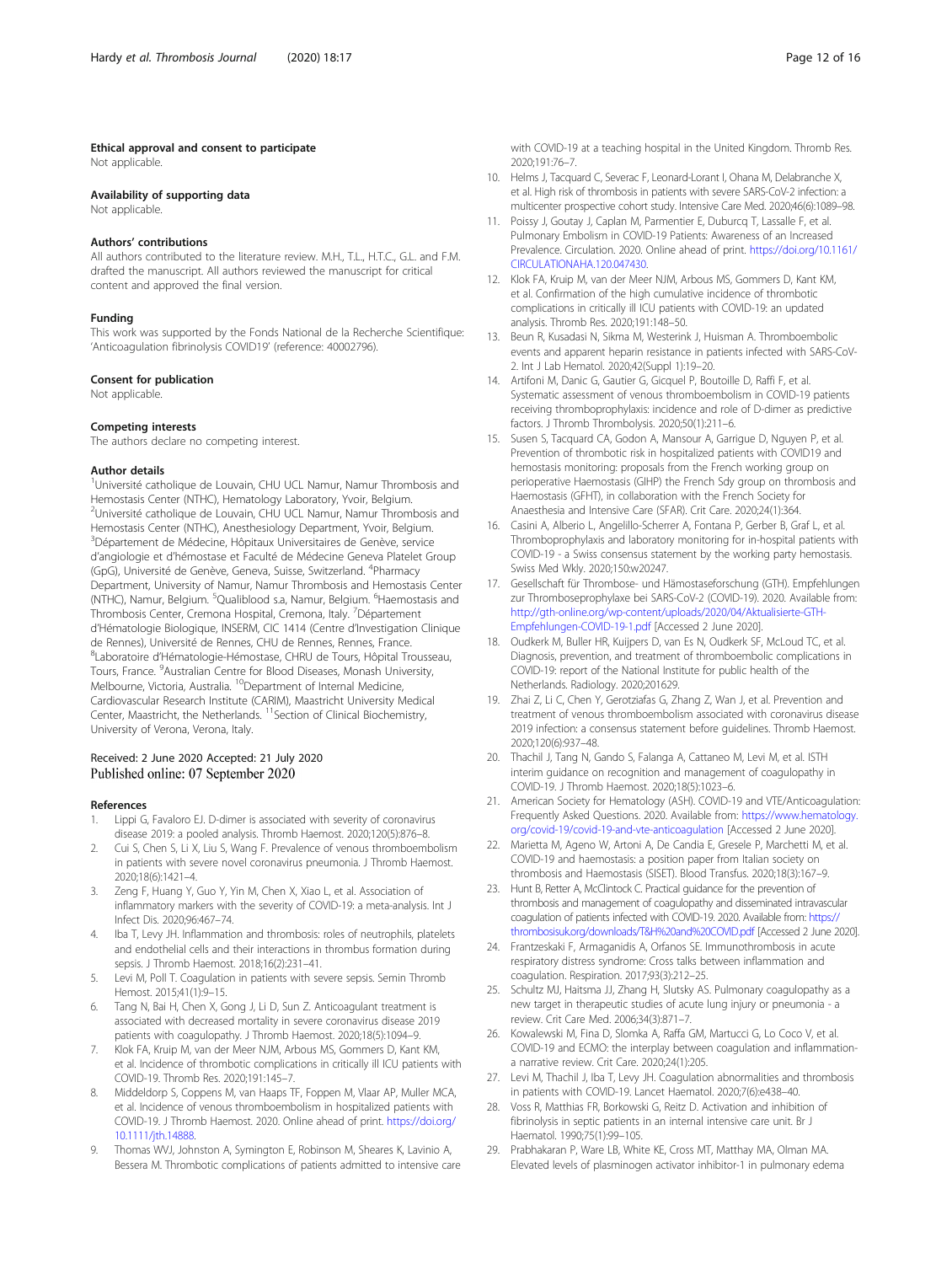### Ethical approval and consent to participate

Not applicable.

### Availability of supporting data

Not applicable.

### Authors' contributions

All authors contributed to the literature review. M.H., T.L., H.T.C., G.L. and F.M. drafted the manuscript. All authors reviewed the manuscript for critical content and approved the final version.

### Funding

This work was supported by the Fonds National de la Recherche Scientifique: 'Anticoagulation fibrinolysis COVID19' (reference: 40002796).

### Consent for publication

Not applicable.

### Competing interests

The authors declare no competing interest.

### Author details

[1]Université catholique de Louvain, CHU UCL Namur, Namur Thrombosis and Hemostasis Center (NTHC), Hematology Laboratory, Yvoir, Belgium. [2]Université catholique de Louvain, CHU UCL Namur, Namur Thrombosis and Hemostasis Center (NTHC), Anesthesiology Department, Yvoir, Belgium. [3]Département de Médecine, Hôpitaux Universitaires de Genève, service d'angiologie et d'hémostase et Faculté de Médecine Geneva Platelet Group (GpG), Université de Genève, Geneva, Suisse, Switzerland. [4]Pharmacy Department, University of Namur, Namur Thrombosis and Hemostasis Center (NTHC), Namur, Belgium. [5]Qualiblood s.a, Namur, Belgium. [6]Haemostasis and Thrombosis Center, Cremona Hospital, Cremona, Italy. [7]Département d'Hématologie Biologique, INSERM, CIC 1414 (Centre d'Investigation Clinique de Rennes), Université de Rennes, CHU de Rennes, Rennes, France. [8]Laboratoire d'Hématologie-Hémostase, CHRU de Tours, Hôpital Trousseau, Tours, France. [9]Australian Centre for Blood Diseases, Monash University, Melbourne, Victoria, Australia. [10]Department of Internal Medicine, Cardiovascular Research Institute (CARIM), Maastricht University Medical Center, Maastricht, the Netherlands. [11]Section of Clinical Biochemistry, University of Verona, Verona, Italy.

Received: 2 June 2020 Accepted: 21 July 2020
Published online: 07 September 2020

### References

1. Lippi G, Favaloro EJ. D-dimer is associated with severity of coronavirus disease 2019: a pooled analysis. Thromb Haemost. 2020;120(5):876–8.
2. Cui S, Chen S, Li X, Liu S, Wang F. Prevalence of venous thromboembolism in patients with severe novel coronavirus pneumonia. J Thromb Haemost. 2020;18(6):1421–4.
3. Zeng F, Huang Y, Guo Y, Yin M, Chen X, Xiao L, et al. Association of inflammatory markers with the severity of COVID-19: a meta-analysis. Int J Infect Dis. 2020;96:467–74.
4. Iba T, Levy JH. Inflammation and thrombosis: roles of neutrophils, platelets and endothelial cells and their interactions in thrombus formation during sepsis. J Thromb Haemost. 2018;16(2):231–41.
5. Levi M, Poll T. Coagulation in patients with severe sepsis. Semin Thromb Hemost. 2015;41(1):9–15.
6. Tang N, Bai H, Chen X, Gong J, Li D, Sun Z. Anticoagulant treatment is associated with decreased mortality in severe coronavirus disease 2019 patients with coagulopathy. J Thromb Haemost. 2020;18(5):1094–9.
7. Klok FA, Kruip M, van der Meer NJM, Arbous MS, Gommers D, Kant KM, et al. Incidence of thrombotic complications in critically ill ICU patients with COVID-19. Thromb Res. 2020;191:145–7.
8. Middeldorp S, Coppens M, van Haaps TF, Foppen M, Vlaar AP, Muller MCA, et al. Incidence of venous thromboembolism in hospitalized patients with COVID-19. J Thromb Haemost. 2020. Online ahead of print. https://doi.org/10.1111/jth.14888.
9. Thomas WVJ, Johnston A, Symington E, Robinson M, Sheares K, Lavinio A, Bessera M. Thrombotic complications of patients admitted to intensive care with COVID-19 at a teaching hospital in the United Kingdom. Thromb Res. 2020;191:76–7.
10. Helms J, Tacquard C, Severac F, Leonard-Lorant I, Ohana M, Delabranche X, et al. High risk of thrombosis in patients with severe SARS-CoV-2 infection: a multicenter prospective cohort study. Intensive Care Med. 2020;46(6):1089–98.
11. Poissy J, Goutay J, Caplan M, Parmentier E, Duburcq T, Lassalle F, et al. Pulmonary Embolism in COVID-19 Patients: Awareness of an Increased Prevalence. Circulation. 2020. Online ahead of print. https://doi.org/10.1161/CIRCULATIONAHA.120.047430.
12. Klok FA, Kruip M, van der Meer NJM, Arbous MS, Gommers D, Kant KM, et al. Confirmation of the high cumulative incidence of thrombotic complications in critically ill ICU patients with COVID-19: an updated analysis. Thromb Res. 2020;191:148–50.
13. Beun R, Kusadasi N, Sikma M, Westerink J, Huisman A. Thromboembolic events and apparent heparin resistance in patients infected with SARS-CoV-2. Int J Lab Hematol. 2020;42(Suppl 1):19–20.
14. Artifoni M, Danic G, Gautier G, Gicquel P, Boutoille D, Raffi F, et al. Systematic assessment of venous thromboembolism in COVID-19 patients receiving thromboprophylaxis: incidence and role of D-dimer as predictive factors. J Thromb Thrombolysis. 2020;50(1):211–6.
15. Susen S, Tacquard CA, Godon A, Mansour A, Garrigue D, Nguyen P, et al. Prevention of thrombotic risk in hospitalized patients with COVID19 and hemostasis monitoring: proposals from the French working group on perioperative Haemostasis (GIHP) the French Sdy group on thrombosis and Haemostasis (GFHT), in collaboration with the French Society for Anaesthesia and Intensive Care (SFAR). Crit Care. 2020;24(1):364.
16. Casini A, Alberio L, Angelillo-Scherrer A, Fontana P, Gerber B, Graf L, et al. Thromboprophylaxis and laboratory monitoring for in-hospital patients with COVID-19 - a Swiss consensus statement by the working party hemostasis. Swiss Med Wkly. 2020;150:w20247.
17. Gesellschaft für Thrombose- und Hämostaseforschung (GTH). Empfehlungen zur Thromboseprophylaxe bei SARS-CoV-2 (COVID-19). 2020. Available from: http://gth-online.org/wp-content/uploads/2020/04/Aktualisierte-GTH-Empfehlungen-COVID-19-1.pdf [Accessed 2 June 2020].
18. Oudkerk M, Buller HR, Kuijpers D, van Es N, Oudkerk SF, McLoud TC, et al. Diagnosis, prevention, and treatment of thromboembolic complications in COVID-19: report of the National Institute for public health of the Netherlands. Radiology. 2020;201629.
19. Zhai Z, Li C, Chen Y, Gerotziafas G, Zhang Z, Wan J, et al. Prevention and treatment of venous thromboembolism associated with coronavirus disease 2019 infection: a consensus statement before guidelines. Thromb Haemost. 2020;120(6):937–48.
20. Thachil J, Tang N, Gando S, Falanga A, Cattaneo M, Levi M, et al. ISTH interim guidance on recognition and management of coagulopathy in COVID-19. J Thromb Haemost. 2020;18(5):1023–6.
21. American Society for Hematology (ASH). COVID-19 and VTE/Anticoagulation: Frequently Asked Questions. 2020. Available from: https://www.hematology.org/covid-19/covid-19-and-vte-anticoagulation [Accessed 2 June 2020].
22. Marietta M, Ageno W, Artoni A, De Candia E, Gresele P, Marchetti M, et al. COVID-19 and haemostasis: a position paper from Italian society on thrombosis and Haemostasis (SISET). Blood Transfus. 2020;18(3):167–9.
23. Hunt B, Retter A, McClintock C. Practical guidance for the prevention of thrombosis and management of coagulopathy and disseminated intravascular coagulation of patients infected with COVID-19. 2020. Available from: https://thrombosisuk.org/downloads/T&H%20and%20COVID.pdf [Accessed 2 June 2020].
24. Frantzeskaki F, Armaganidis A, Orfanos SE. Immunothrombosis in acute respiratory distress syndrome: Cross talks between inflammation and coagulation. Respiration. 2017;93(3):212–25.
25. Schultz MJ, Haitsma JJ, Zhang H, Slutsky AS. Pulmonary coagulopathy as a new target in therapeutic studies of acute lung injury or pneumonia - a review. Crit Care Med. 2006;34(3):871–7.
26. Kowalewski M, Fina D, Slomka A, Raffa GM, Martucci G, Lo Coco V, et al. COVID-19 and ECMO: the interplay between coagulation and inflammation-a narrative review. Crit Care. 2020;24(1):205.
27. Levi M, Thachil J, Iba T, Levy JH. Coagulation abnormalities and thrombosis in patients with COVID-19. Lancet Haematol. 2020;7(6):e438–40.
28. Voss R, Matthias FR, Borkowski G, Reitz D. Activation and inhibition of fibrinolysis in septic patients in an internal intensive care unit. Br J Haematol. 1990;75(1):99–105.
29. Prabhakaran P, Ware LB, White KE, Cross MT, Matthay MA, Olman MA. Elevated levels of plasminogen activator inhibitor-1 in pulmonary edema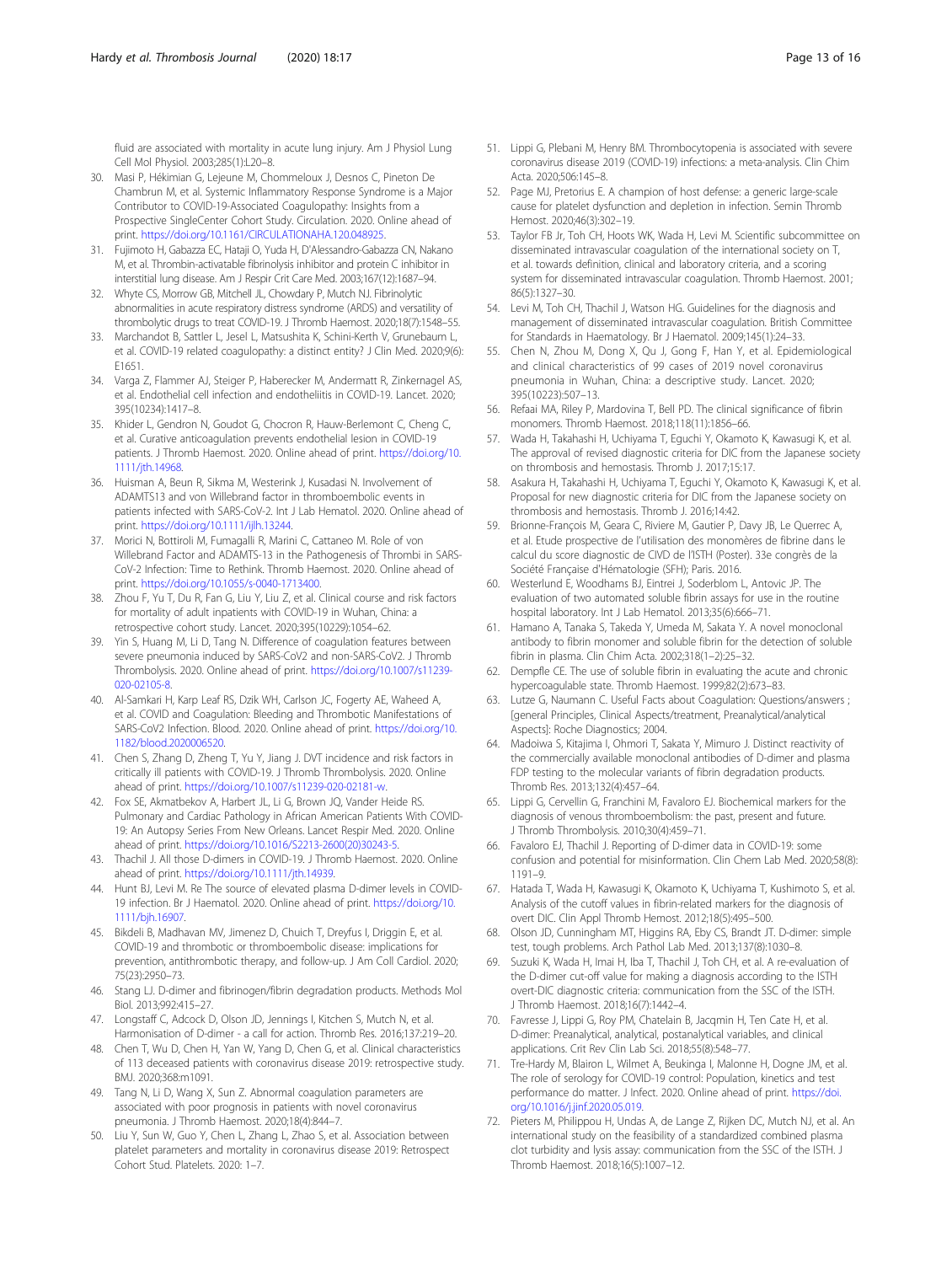fluid are associated with mortality in acute lung injury. Am J Physiol Lung Cell Mol Physiol. 2003;285(1):L20–8.

30. Masi P, Hékimian G, Lejeune M, Chommeloux J, Desnos C, Pineton De Chambrun M, et al. Systemic Inflammatory Response Syndrome is a Major Contributor to COVID-19-Associated Coagulopathy: Insights from a Prospective SingleCenter Cohort Study. Circulation. 2020. Online ahead of print. https://doi.org/10.1161/CIRCULATIONAHA.120.048925.
31. Fujimoto H, Gabazza EC, Hataji O, Yuda H, D'Alessandro-Gabazza CN, Nakano M, et al. Thrombin-activatable fibrinolysis inhibitor and protein C inhibitor in interstitial lung disease. Am J Respir Crit Care Med. 2003;167(12):1687–94.
32. Whyte CS, Morrow GB, Mitchell JL, Chowdary P, Mutch NJ. Fibrinolytic abnormalities in acute respiratory distress syndrome (ARDS) and versatility of thrombolytic drugs to treat COVID-19. J Thromb Haemost. 2020;18(7):1548–55.
33. Marchandot B, Sattler L, Jesel L, Matsushita K, Schini-Kerth V, Grunebaum L, et al. COVID-19 related coagulopathy: a distinct entity? J Clin Med. 2020;9(6): E1651.
34. Varga Z, Flammer AJ, Steiger P, Haberecker M, Andermatt R, Zinkernagel AS, et al. Endothelial cell infection and endotheliitis in COVID-19. Lancet. 2020; 395(10234):1417–8.
35. Khider L, Gendron N, Goudot G, Chocron R, Hauw-Berlemont C, Cheng C, et al. Curative anticoagulation prevents endothelial lesion in COVID-19 patients. J Thromb Haemost. 2020. Online ahead of print. https://doi.org/10.1111/jth.14968.
36. Huisman A, Beun R, Sikma M, Westerink J, Kusadasi N. Involvement of ADAMTS13 and von Willebrand factor in thromboembolic events in patients infected with SARS-CoV-2. Int J Lab Hematol. 2020. Online ahead of print. https://doi.org/10.1111/ijlh.13244.
37. Morici N, Bottiroli M, Fumagalli R, Marini C, Cattaneo M. Role of von Willebrand Factor and ADAMTS-13 in the Pathogenesis of Thrombi in SARS-CoV-2 Infection: Time to Rethink. Thromb Haemost. 2020. Online ahead of print. https://doi.org/10.1055/s-0040-1713400.
38. Zhou F, Yu T, Du R, Fan G, Liu Y, Liu Z, et al. Clinical course and risk factors for mortality of adult inpatients with COVID-19 in Wuhan, China: a retrospective cohort study. Lancet. 2020;395(10229):1054–62.
39. Yin S, Huang M, Li D, Tang N. Difference of coagulation features between severe pneumonia induced by SARS-CoV2 and non-SARS-CoV2. J Thromb Thrombolysis. 2020. Online ahead of print. https://doi.org/10.1007/s11239-020-02105-8.
40. Al-Samkari H, Karp Leaf RS, Dzik WH, Carlson JC, Fogerty AE, Waheed A, et al. COVID and Coagulation: Bleeding and Thrombotic Manifestations of SARS-CoV2 Infection. Blood. 2020. Online ahead of print. https://doi.org/10.1182/blood.2020006520.
41. Chen S, Zhang D, Zheng T, Yu Y, Jiang J. DVT incidence and risk factors in critically ill patients with COVID-19. J Thromb Thrombolysis. 2020. Online ahead of print. https://doi.org/10.1007/s11239-020-02181-w.
42. Fox SE, Akmatbekov A, Harbert JL, Li G, Brown JQ, Vander Heide RS. Pulmonary and Cardiac Pathology in African American Patients With COVID-19: An Autopsy Series From New Orleans. Lancet Respir Med. 2020. Online ahead of print. https://doi.org/10.1016/S2213-2600(20)30243-5.
43. Thachil J. All those D-dimers in COVID-19. J Thromb Haemost. 2020. Online ahead of print. https://doi.org/10.1111/jth.14939.
44. Hunt BJ, Levi M. Re The source of elevated plasma D-dimer levels in COVID-19 infection. Br J Haematol. 2020. Online ahead of print. https://doi.org/10.1111/bjh.16907.
45. Bikdeli B, Madhavan MV, Jimenez D, Chuich T, Dreyfus I, Driggin E, et al. COVID-19 and thrombotic or thromboembolic disease: implications for prevention, antithrombotic therapy, and follow-up. J Am Coll Cardiol. 2020; 75(23):2950–73.
46. Stang LJ. D-dimer and fibrinogen/fibrin degradation products. Methods Mol Biol. 2013;992:415–27.
47. Longstaff C, Adcock D, Olson JD, Jennings I, Kitchen S, Mutch N, et al. Harmonisation of D-dimer - a call for action. Thromb Res. 2016;137:219–20.
48. Chen T, Wu D, Chen H, Yan W, Yang D, Chen G, et al. Clinical characteristics of 113 deceased patients with coronavirus disease 2019: retrospective study. BMJ. 2020;368:m1091.
49. Tang N, Li D, Wang X, Sun Z. Abnormal coagulation parameters are associated with poor prognosis in patients with novel coronavirus pneumonia. J Thromb Haemost. 2020;18(4):844–7.
50. Liu Y, Sun W, Guo Y, Chen L, Zhang L, Zhao S, et al. Association between platelet parameters and mortality in coronavirus disease 2019: Retrospect Cohort Stud. Platelets. 2020: 1–7.
51. Lippi G, Plebani M, Henry BM. Thrombocytopenia is associated with severe coronavirus disease 2019 (COVID-19) infections: a meta-analysis. Clin Chim Acta. 2020;506:145–8.
52. Page MJ, Pretorius E. A champion of host defense: a generic large-scale cause for platelet dysfunction and depletion in infection. Semin Thromb Hemost. 2020;46(3):302–19.
53. Taylor FB Jr, Toh CH, Hoots WK, Wada H, Levi M. Scientific subcommittee on disseminated intravascular coagulation of the international society on T, et al. towards definition, clinical and laboratory criteria, and a scoring system for disseminated intravascular coagulation. Thromb Haemost. 2001; 86(5):1327–30.
54. Levi M, Toh CH, Thachil J, Watson HG. Guidelines for the diagnosis and management of disseminated intravascular coagulation. British Committee for Standards in Haematology. Br J Haematol. 2009;145(1):24–33.
55. Chen N, Zhou M, Dong X, Qu J, Gong F, Han Y, et al. Epidemiological and clinical characteristics of 99 cases of 2019 novel coronavirus pneumonia in Wuhan, China: a descriptive study. Lancet. 2020; 395(10223):507–13.
56. Refaai MA, Riley P, Mardovina T, Bell PD. The clinical significance of fibrin monomers. Thromb Haemost. 2018;118(11):1856–66.
57. Wada H, Takahashi H, Uchiyama T, Eguchi Y, Okamoto K, Kawasugi K, et al. The approval of revised diagnostic criteria for DIC from the Japanese society on thrombosis and hemostasis. Thromb J. 2017;15:17.
58. Asakura H, Takahashi H, Uchiyama T, Eguchi Y, Okamoto K, Kawasugi K, et al. Proposal for new diagnostic criteria for DIC from the Japanese society on thrombosis and hemostasis. Thromb J. 2016;14:42.
59. Brionne-François M, Geara C, Riviere M, Gautier P, Davy JB, Le Querrec A, et al. Etude prospective de l'utilisation des monomères de fibrine dans le calcul du score diagnostic de CIVD de l'ISTH (Poster). 33e congrès de la Société Française d'Hématologie (SFH); Paris. 2016.
60. Westerlund E, Woodhams BJ, Eintrei J, Soderblom L, Antovic JP. The evaluation of two automated soluble fibrin assays for use in the routine hospital laboratory. Int J Lab Hematol. 2013;35(6):666–71.
61. Hamano A, Tanaka S, Takeda Y, Umeda M, Sakata Y. A novel monoclonal antibody to fibrin monomer and soluble fibrin for the detection of soluble fibrin in plasma. Clin Chim Acta. 2002;318(1–2):25–32.
62. Dempfle CE. The use of soluble fibrin in evaluating the acute and chronic hypercoagulable state. Thromb Haemost. 1999;82(2):673–83.
63. Lutze G, Naumann C. Useful Facts about Coagulation: Questions/answers ; [General Principles, Clinical Aspects/treatment, Preanalytical/analytical Aspects]: Roche Diagnostics; 2004.
64. Madoiwa S, Kitajima I, Ohmori T, Sakata Y, Mimuro J. Distinct reactivity of the commercially available monoclonal antibodies of D-dimer and plasma FDP testing to the molecular variants of fibrin degradation products. Thromb Res. 2013;132(4):457–64.
65. Lippi G, Cervellin G, Franchini M, Favaloro EJ. Biochemical markers for the diagnosis of venous thromboembolism: the past, present and future. J Thromb Thrombolysis. 2010;30(4):459–71.
66. Favaloro EJ, Thachil J. Reporting of D-dimer data in COVID-19: some confusion and potential for misinformation. Clin Chem Lab Med. 2020;58(8): 1191–9.
67. Hatada T, Wada H, Kawasugi K, Okamoto K, Uchiyama T, Kushimoto S, et al. Analysis of the cutoff values in fibrin-related markers for the diagnosis of overt DIC. Clin Appl Thromb Hemost. 2012;18(5):495–500.
68. Olson JD, Cunningham MT, Higgins RA, Eby CS, Brandt JT. D-dimer: simple test, tough problems. Arch Pathol Lab Med. 2013;137(8):1030–8.
69. Suzuki K, Wada H, Imai H, Iba T, Thachil J, Toh CH, et al. A re-evaluation of the D-dimer cut-off value for making a diagnosis according to the ISTH overt-DIC diagnostic criteria: communication from the SSC of the ISTH. J Thromb Haemost. 2018;16(7):1442–4.
70. Favresse J, Lippi G, Roy PM, Chatelain B, Jacqmin H, Ten Cate H, et al. D-dimer: Preanalytical, analytical, postanalytical variables, and clinical applications. Crit Rev Clin Lab Sci. 2018;55(8):548–77.
71. Tre-Hardy M, Blairon L, Wilmet A, Beukinga I, Malonne H, Dogne JM, et al. The role of serology for COVID-19 control: Population, kinetics and test performance do matter. J Infect. 2020. Online ahead of print. https://doi.org/10.1016/j.jinf.2020.05.019.
72. Pieters M, Philippou H, Undas A, de Lange Z, Rijken DC, Mutch NJ, et al. An international study on the feasibility of a standardized combined plasma clot turbidity and lysis assay: communication from the SSC of the ISTH. J Thromb Haemost. 2018;16(5):1007–12.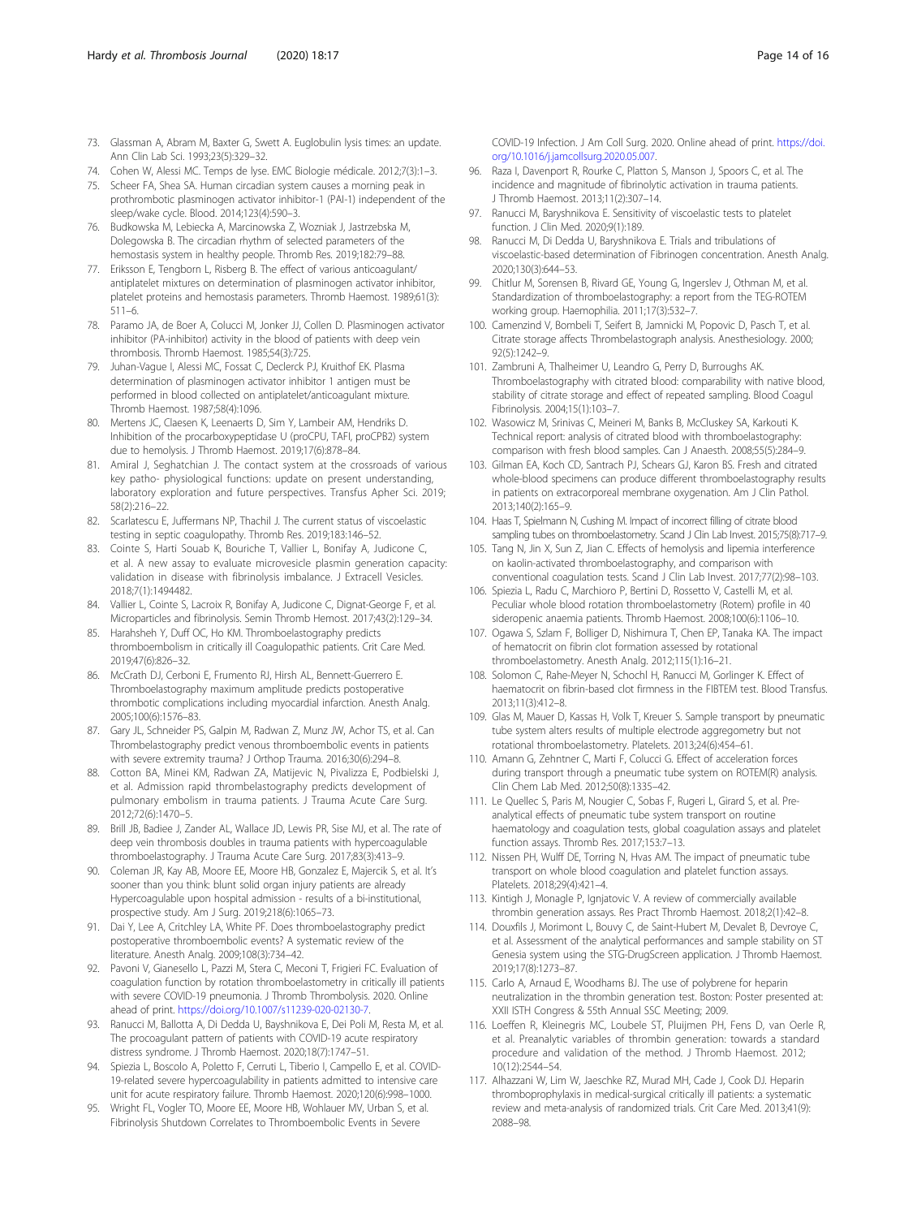73. Glassman A, Abram M, Baxter G, Swett A. Euglobulin lysis times: an update. Ann Clin Lab Sci. 1993;23(5):329–32.
74. Cohen W, Alessi MC. Temps de lyse. EMC Biologie médicale. 2012;7(3):1–3.
75. Scheer FA, Shea SA. Human circadian system causes a morning peak in prothrombotic plasminogen activator inhibitor-1 (PAI-1) independent of the sleep/wake cycle. Blood. 2014;123(4):590–3.
76. Budkowska M, Lebiecka A, Marcinowska Z, Wozniak J, Jastrzebska M, Dolegowska B. The circadian rhythm of selected parameters of the hemostasis system in healthy people. Thromb Res. 2019;182:79–88.
77. Eriksson E, Tengborn L, Risberg B. The effect of various anticoagulant/antiplatelet mixtures on determination of plasminogen activator inhibitor, platelet proteins and hemostasis parameters. Thromb Haemost. 1989;61(3):511–6.
78. Paramo JA, de Boer A, Colucci M, Jonker JJ, Collen D. Plasminogen activator inhibitor (PA-inhibitor) activity in the blood of patients with deep vein thrombosis. Thromb Haemost. 1985;54(3):725.
79. Juhan-Vague I, Alessi MC, Fossat C, Declerck PJ, Kruithof EK. Plasma determination of plasminogen activator inhibitor 1 antigen must be performed in blood collected on antiplatelet/anticoagulant mixture. Thromb Haemost. 1987;58(4):1096.
80. Mertens JC, Claesen K, Leenaerts D, Sim Y, Lambeir AM, Hendriks D. Inhibition of the procarboxypeptidase U (proCPU, TAFI, proCPB2) system due to hemolysis. J Thromb Haemost. 2019;17(6):878–84.
81. Amiral J, Seghatchian J. The contact system at the crossroads of various key patho- physiological functions: update on present understanding, laboratory exploration and future perspectives. Transfus Apher Sci. 2019;58(2):216–22.
82. Scarlatescu E, Juffermans NP, Thachil J. The current status of viscoelastic testing in septic coagulopathy. Thromb Res. 2019;183:146–52.
83. Cointe S, Harti Souab K, Bouriche T, Vallier L, Bonifay A, Judicone C, et al. A new assay to evaluate microvesicle plasmin generation capacity: validation in disease with fibrinolysis imbalance. J Extracell Vesicles. 2018;7(1):1494482.
84. Vallier L, Cointe S, Lacroix R, Bonifay A, Judicone C, Dignat-George F, et al. Microparticles and fibrinolysis. Semin Thromb Hemost. 2017;43(2):129–34.
85. Harahsheh Y, Duff OC, Ho KM. Thromboelastography predicts thromboembolism in critically ill Coagulopathic patients. Crit Care Med. 2019;47(6):826–32.
86. McCrath DJ, Cerboni E, Frumento RJ, Hirsh AL, Bennett-Guerrero E. Thromboelastography maximum amplitude predicts postoperative thrombotic complications including myocardial infarction. Anesth Analg. 2005;100(6):1576–83.
87. Gary JL, Schneider PS, Galpin M, Radwan Z, Munz JW, Achor TS, et al. Can Thrombelastography predict venous thromboembolic events in patients with severe extremity trauma? J Orthop Trauma. 2016;30(6):294–8.
88. Cotton BA, Minei KM, Radwan ZA, Matijevic N, Pivalizza E, Podbielski J, et al. Admission rapid thrombelastography predicts development of pulmonary embolism in trauma patients. J Trauma Acute Care Surg. 2012;72(6):1470–5.
89. Brill JB, Badiee J, Zander AL, Wallace JD, Lewis PR, Sise MJ, et al. The rate of deep vein thrombosis doubles in trauma patients with hypercoagulable thromboelastography. J Trauma Acute Care Surg. 2017;83(3):413–9.
90. Coleman JR, Kay AB, Moore EE, Moore HB, Gonzalez E, Majercik S, et al. It's sooner than you think: blunt solid organ injury patients are already Hypercoagulable upon hospital admission - results of a bi-institutional, prospective study. Am J Surg. 2019;218(6):1065–73.
91. Dai Y, Lee A, Critchley LA, White PF. Does thromboelastography predict postoperative thromboembolic events? A systematic review of the literature. Anesth Analg. 2009;108(3):734–42.
92. Pavoni V, Gianesello L, Pazzi M, Stera C, Meconi T, Frigieri FC. Evaluation of coagulation function by rotation thromboelastometry in critically ill patients with severe COVID-19 pneumonia. J Thromb Thrombolysis. 2020. Online ahead of print. https://doi.org/10.1007/s11239-020-02130-7.
93. Ranucci M, Ballotta A, Di Dedda U, Bayshnikova E, Dei Poli M, Resta M, et al. The procoagulant pattern of patients with COVID-19 acute respiratory distress syndrome. J Thromb Haemost. 2020;18(7):1747–51.
94. Spiezia L, Boscolo A, Poletto F, Cerruti L, Tiberio I, Campello E, et al. COVID-19-related severe hypercoagulability in patients admitted to intensive care unit for acute respiratory failure. Thromb Haemost. 2020;120(6):998–1000.
95. Wright FL, Vogler TO, Moore EE, Moore HB, Wohlauer MV, Urban S, et al. Fibrinolysis Shutdown Correlates to Thromboembolic Events in Severe COVID-19 Infection. J Am Coll Surg. 2020. Online ahead of print. https://doi.org/10.1016/j.jamcollsurg.2020.05.007.
96. Raza I, Davenport R, Rourke C, Platton S, Manson J, Spoors C, et al. The incidence and magnitude of fibrinolytic activation in trauma patients. J Thromb Haemost. 2013;11(2):307–14.
97. Ranucci M, Baryshnikova E. Sensitivity of viscoelastic tests to platelet function. J Clin Med. 2020;9(1):189.
98. Ranucci M, Di Dedda U, Baryshnikova E. Trials and tribulations of viscoelastic-based determination of Fibrinogen concentration. Anesth Analg. 2020;130(3):644–53.
99. Chitlur M, Sorensen B, Rivard GE, Young G, Ingerslev J, Othman M, et al. Standardization of thromboelastography: a report from the TEG-ROTEM working group. Haemophilia. 2011;17(3):532–7.
100. Camenzind V, Bombeli T, Seifert B, Jamnicki M, Popovic D, Pasch T, et al. Citrate storage affects Thrombelastograph analysis. Anesthesiology. 2000;92(5):1242–9.
101. Zambruni A, Thalheimer U, Leandro G, Perry D, Burroughs AK. Thromboelastography with citrated blood: comparability with native blood, stability of citrate storage and effect of repeated sampling. Blood Coagul Fibrinolysis. 2004;15(1):103–7.
102. Wasowicz M, Srinivas C, Meineri M, Banks B, McCluskey SA, Karkouti K. Technical report: analysis of citrated blood with thromboelastography: comparison with fresh blood samples. Can J Anaesth. 2008;55(5):284–9.
103. Gilman EA, Koch CD, Santrach PJ, Schears GJ, Karon BS. Fresh and citrated whole-blood specimens can produce different thromboelastography results in patients on extracorporeal membrane oxygenation. Am J Clin Pathol. 2013;140(2):165–9.
104. Haas T, Spielmann N, Cushing M. Impact of incorrect filling of citrate blood sampling tubes on thromboelastometry. Scand J Clin Lab Invest. 2015;75(8):717–9.
105. Tang N, Jin X, Sun Z, Jian C. Effects of hemolysis and lipemia interference on kaolin-activated thromboelastography, and comparison with conventional coagulation tests. Scand J Clin Lab Invest. 2017;77(2):98–103.
106. Spiezia L, Radu C, Marchioro P, Bertini D, Rossetto V, Castelli M, et al. Peculiar whole blood rotation thromboelastometry (Rotem) profile in 40 sideropenic anaemia patients. Thromb Haemost. 2008;100(6):1106–10.
107. Ogawa S, Szlam F, Bolliger D, Nishimura T, Chen EP, Tanaka KA. The impact of hematocrit on fibrin clot formation assessed by rotational thromboelastometry. Anesth Analg. 2012;115(1):16–21.
108. Solomon C, Rahe-Meyer N, Schochl H, Ranucci M, Gorlinger K. Effect of haematocrit on fibrin-based clot firmness in the FIBTEM test. Blood Transfus. 2013;11(3):412–8.
109. Glas M, Mauer D, Kassas H, Volk T, Kreuer S. Sample transport by pneumatic tube system alters results of multiple electrode aggregometry but not rotational thromboelastometry. Platelets. 2013;24(6):454–61.
110. Amann G, Zehntner C, Marti F, Colucci G. Effect of acceleration forces during transport through a pneumatic tube system on ROTEM(R) analysis. Clin Chem Lab Med. 2012;50(8):1335–42.
111. Le Quellec S, Paris M, Nougier C, Sobas F, Rugeri L, Girard S, et al. Pre-analytical effects of pneumatic tube system transport on routine haematology and coagulation tests, global coagulation assays and platelet function assays. Thromb Res. 2017;153:7–13.
112. Nissen PH, Wulff DE, Torring N, Hvas AM. The impact of pneumatic tube transport on whole blood coagulation and platelet function assays. Platelets. 2018;29(4):421–4.
113. Kintigh J, Monagle P, Ignjatovic V. A review of commercially available thrombin generation assays. Res Pract Thromb Haemost. 2018;2(1):42–8.
114. Douxfils J, Morimont L, Bouvy C, de Saint-Hubert M, Devalet B, Devroye C, et al. Assessment of the analytical performances and sample stability on ST Genesia system using the STG-DrugScreen application. J Thromb Haemost. 2019;17(8):1273–87.
115. Carlo A, Arnaud E, Woodhams BJ. The use of polybrene for heparin neutralization in the thrombin generation test. Boston: Poster presented at: XXII ISTH Congress & 55th Annual SSC Meeting; 2009.
116. Loeffen R, Kleinegris MC, Loubele ST, Pluijmen PH, Fens D, van Oerle R, et al. Preanalytic variables of thrombin generation: towards a standard procedure and validation of the method. J Thromb Haemost. 2012;10(12):2544–54.
117. Alhazzani W, Lim W, Jaeschke RZ, Murad MH, Cade J, Cook DJ. Heparin thromboprophylaxis in medical-surgical critically ill patients: a systematic review and meta-analysis of randomized trials. Crit Care Med. 2013;41(9):2088–98.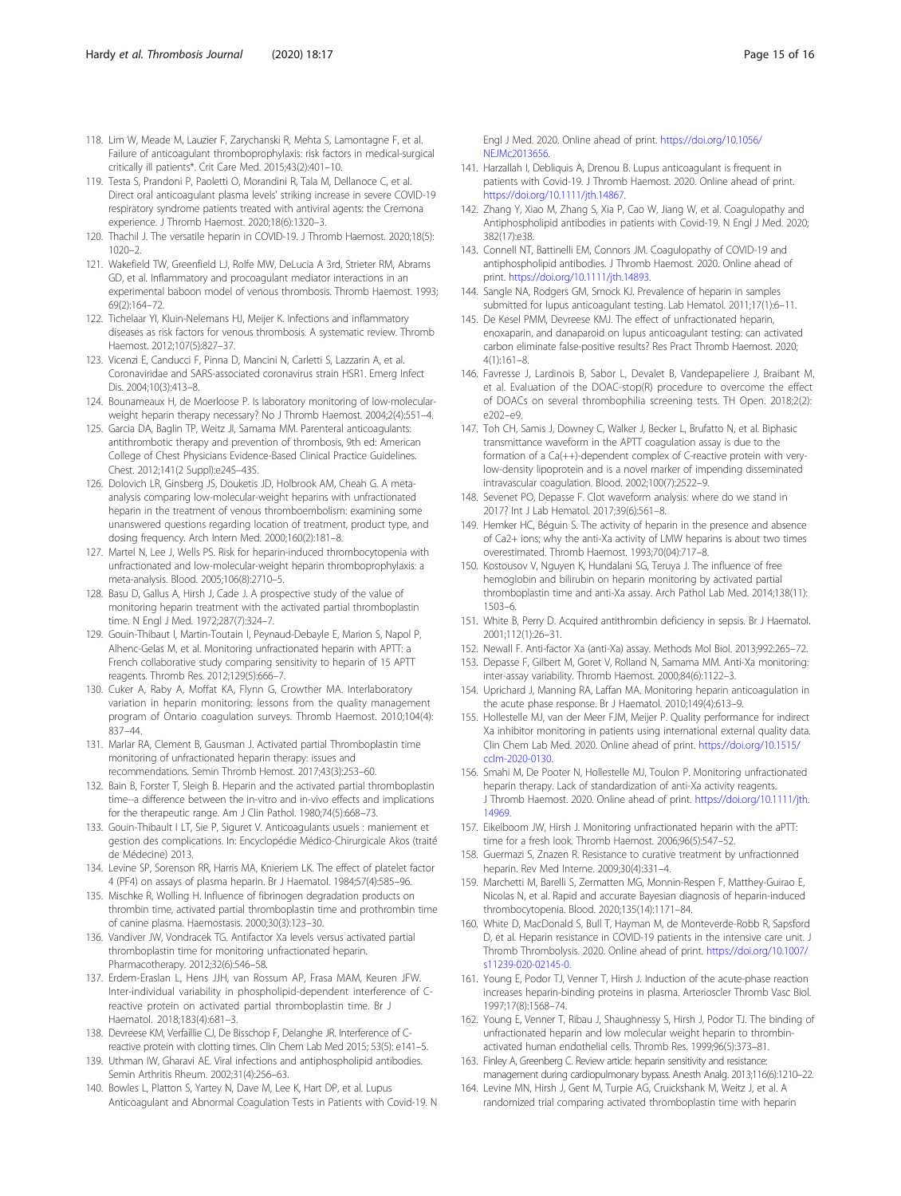118. Lim W, Meade M, Lauzier F, Zarychanski R, Mehta S, Lamontagne F, et al. Failure of anticoagulant thromboprophylaxis: risk factors in medical-surgical critically ill patients*. Crit Care Med. 2015;43(2):401–10.
119. Testa S, Prandoni P, Paoletti O, Morandini R, Tala M, Dellanoce C, et al. Direct oral anticoagulant plasma levels' striking increase in severe COVID-19 respiratory syndrome patients treated with antiviral agents: the Cremona experience. J Thromb Haemost. 2020;18(6):1320–3.
120. Thachil J. The versatile heparin in COVID-19. J Thromb Haemost. 2020;18(5): 1020–2.
121. Wakefield TW, Greenfield LJ, Rolfe MW, DeLucia A 3rd, Strieter RM, Abrams GD, et al. Inflammatory and procoagulant mediator interactions in an experimental baboon model of venous thrombosis. Thromb Haemost. 1993; 69(2):164–72.
122. Tichelaar YI, Kluin-Nelemans HJ, Meijer K. Infections and inflammatory diseases as risk factors for venous thrombosis. A systematic review. Thromb Haemost. 2012;107(5):827–37.
123. Vicenzi E, Canducci F, Pinna D, Mancini N, Carletti S, Lazzarin A, et al. Coronaviridae and SARS-associated coronavirus strain HSR1. Emerg Infect Dis. 2004;10(3):413–8.
124. Bounameaux H, de Moerloose P. Is laboratory monitoring of low-molecular-weight heparin therapy necessary? No J Thromb Haemost. 2004;2(4):551–4.
125. Garcia DA, Baglin TP, Weitz JI, Samama MM. Parenteral anticoagulants: antithrombotic therapy and prevention of thrombosis, 9th ed: American College of Chest Physicians Evidence-Based Clinical Practice Guidelines. Chest. 2012;141(2 Suppl):e24S–43S.
126. Dolovich LR, Ginsberg JS, Douketis JD, Holbrook AM, Cheah G. A meta-analysis comparing low-molecular-weight heparins with unfractionated heparin in the treatment of venous thromboembolism: examining some unanswered questions regarding location of treatment, product type, and dosing frequency. Arch Intern Med. 2000;160(2):181–8.
127. Martel N, Lee J, Wells PS. Risk for heparin-induced thrombocytopenia with unfractionated and low-molecular-weight heparin thromboprophylaxis: a meta-analysis. Blood. 2005;106(8):2710–5.
128. Basu D, Gallus A, Hirsh J, Cade J. A prospective study of the value of monitoring heparin treatment with the activated partial thromboplastin time. N Engl J Med. 1972;287(7):324–7.
129. Gouin-Thibaut I, Martin-Toutain I, Peynaud-Debayle E, Marion S, Napol P, Alhenc-Gelas M, et al. Monitoring unfractionated heparin with APTT: a French collaborative study comparing sensitivity to heparin of 15 APTT reagents. Thromb Res. 2012;129(5):666–7.
130. Cuker A, Raby A, Moffat KA, Flynn G, Crowther MA. Interlaboratory variation in heparin monitoring: lessons from the quality management program of Ontario coagulation surveys. Thromb Haemost. 2010;104(4): 837–44.
131. Marlar RA, Clement B, Gausman J. Activated partial Thromboplastin time monitoring of unfractionated heparin therapy: issues and recommendations. Semin Thromb Hemost. 2017;43(3):253–60.
132. Bain B, Forster T, Sleigh B. Heparin and the activated partial thromboplastin time--a difference between the in-vitro and in-vivo effects and implications for the therapeutic range. Am J Clin Pathol. 1980;74(5):668–73.
133. Gouin-Thibault I LT, Sie P, Siguret V. Anticoagulants usuels : maniement et gestion des complications. In: Encyclopédie Médico-Chirurgicale Akos (traité de Médecine) 2013.
134. Levine SP, Sorenson RR, Harris MA, Knieriem LK. The effect of platelet factor 4 (PF4) on assays of plasma heparin. Br J Haematol. 1984;57(4):585–96.
135. Mischke R, Wolling H. Influence of fibrinogen degradation products on thrombin time, activated partial thromboplastin time and prothrombin time of canine plasma. Haemostasis. 2000;30(3):123–30.
136. Vandiver JW, Vondracek TG. Antifactor Xa levels versus activated partial thromboplastin time for monitoring unfractionated heparin. Pharmacotherapy. 2012;32(6):546–58.
137. Erdem-Eraslan L, Hens JJH, van Rossum AP, Frasa MAM, Keuren JFW. Inter-individual variability in phospholipid-dependent interference of C-reactive protein on activated partial thromboplastin time. Br J Haematol. 2018;183(4):681–3.
138. Devreese KM, Verfaillie CJ, De Bisschop F, Delanghe JR. Interference of C-reactive protein with clotting times. Clin Chem Lab Med 2015; 53(5): e141–5.
139. Uthman IW, Gharavi AE. Viral infections and antiphospholipid antibodies. Semin Arthritis Rheum. 2002;31(4):256–63.
140. Bowles L, Platton S, Yartey N, Dave M, Lee K, Hart DP, et al. Lupus Anticoagulant and Abnormal Coagulation Tests in Patients with Covid-19. N Engl J Med. 2020. Online ahead of print. https://doi.org/10.1056/NEJMc2013656.
141. Harzallah I, Debliquis A, Drenou B. Lupus anticoagulant is frequent in patients with Covid-19. J Thromb Haemost. 2020. Online ahead of print. https://doi.org/10.1111/jth.14867.
142. Zhang Y, Xiao M, Zhang S, Xia P, Cao W, Jiang W, et al. Coagulopathy and Antiphospholipid antibodies in patients with Covid-19. N Engl J Med. 2020; 382(17):e38.
143. Connell NT, Battinelli EM, Connors JM. Coagulopathy of COVID-19 and antiphospholipid antibodies. J Thromb Haemost. 2020. Online ahead of print. https://doi.org/10.1111/jth.14893.
144. Sangle NA, Rodgers GM, Smock KJ. Prevalence of heparin in samples submitted for lupus anticoagulant testing. Lab Hematol. 2011;17(1):6–11.
145. De Kesel PMM, Devreese KMJ. The effect of unfractionated heparin, enoxaparin, and danaparoid on lupus anticoagulant testing: can activated carbon eliminate false-positive results? Res Pract Thromb Haemost. 2020; 4(1):161–8.
146. Favresse J, Lardinois B, Sabor L, Devalet B, Vandepapeliere J, Braibant M, et al. Evaluation of the DOAC-stop(R) procedure to overcome the effect of DOACs on several thrombophilia screening tests. TH Open. 2018;2(2): e202–e9.
147. Toh CH, Samis J, Downey C, Walker J, Becker L, Brufatto N, et al. Biphasic transmittance waveform in the APTT coagulation assay is due to the formation of a Ca(++)-dependent complex of C-reactive protein with very-low-density lipoprotein and is a novel marker of impending disseminated intravascular coagulation. Blood. 2002;100(7):2522–9.
148. Sevenet PO, Depasse F. Clot waveform analysis: where do we stand in 2017? Int J Lab Hematol. 2017;39(6):561–8.
149. Hemker HC, Béguin S. The activity of heparin in the presence and absence of Ca2+ ions; why the anti-Xa activity of LMW heparins is about two times overestimated. Thromb Haemost. 1993;70(04):717–8.
150. Kostousov V, Nguyen K, Hundalani SG, Teruya J. The influence of free hemoglobin and bilirubin on heparin monitoring by activated partial thromboplastin time and anti-Xa assay. Arch Pathol Lab Med. 2014;138(11): 1503–6.
151. White B, Perry D. Acquired antithrombin deficiency in sepsis. Br J Haematol. 2001;112(1):26–31.
152. Newall F. Anti-factor Xa (anti-Xa) assay. Methods Mol Biol. 2013;992:265–72.
153. Depasse F, Gilbert M, Goret V, Rolland N, Samama MM. Anti-Xa monitoring: inter-assay variability. Thromb Haemost. 2000;84(6):1122–3.
154. Uprichard J, Manning RA, Laffan MA. Monitoring heparin anticoagulation in the acute phase response. Br J Haematol. 2010;149(4):613–9.
155. Hollestelle MJ, van der Meer FJM, Meijer P. Quality performance for indirect Xa inhibitor monitoring in patients using international external quality data. Clin Chem Lab Med. 2020. Online ahead of print. https://doi.org/10.1515/cclm-2020-0130.
156. Smahi M, De Pooter N, Hollestelle MJ, Toulon P. Monitoring unfractionated heparin therapy. Lack of standardization of anti-Xa activity reagents. J Thromb Haemost. 2020. Online ahead of print. https://doi.org/10.1111/jth.14969.
157. Eikelboom JW, Hirsh J. Monitoring unfractionated heparin with the aPTT: time for a fresh look. Thromb Haemost. 2006;96(5):547–52.
158. Guermazi S, Znazen R. Resistance to curative treatment by unfractionned heparin. Rev Med Interne. 2009;30(4):331–4.
159. Marchetti M, Barelli S, Zermatten MG, Monnin-Respen F, Matthey-Guirao E, Nicolas N, et al. Rapid and accurate Bayesian diagnosis of heparin-induced thrombocytopenia. Blood. 2020;135(14):1171–84.
160. White D, MacDonald S, Bull T, Hayman M, de Monteverde-Robb R, Sapsford D, et al. Heparin resistance in COVID-19 patients in the intensive care unit. J Thromb Thrombolysis. 2020. Online ahead of print. https://doi.org/10.1007/s11239-020-02145-0.
161. Young E, Podor TJ, Venner T, Hirsh J. Induction of the acute-phase reaction increases heparin-binding proteins in plasma. Arterioscler Thromb Vasc Biol. 1997;17(8):1568–74.
162. Young E, Venner T, Ribau J, Shaughnessy S, Hirsh J, Podor TJ. The binding of unfractionated heparin and low molecular weight heparin to thrombin-activated human endothelial cells. Thromb Res. 1999;96(5):373–81.
163. Finley A, Greenberg C. Review article: heparin sensitivity and resistance: management during cardiopulmonary bypass. Anesth Analg. 2013;116(6):1210–22.
164. Levine MN, Hirsh J, Gent M, Turpie AG, Cruickshank M, Weitz J, et al. A randomized trial comparing activated thromboplastin time with heparin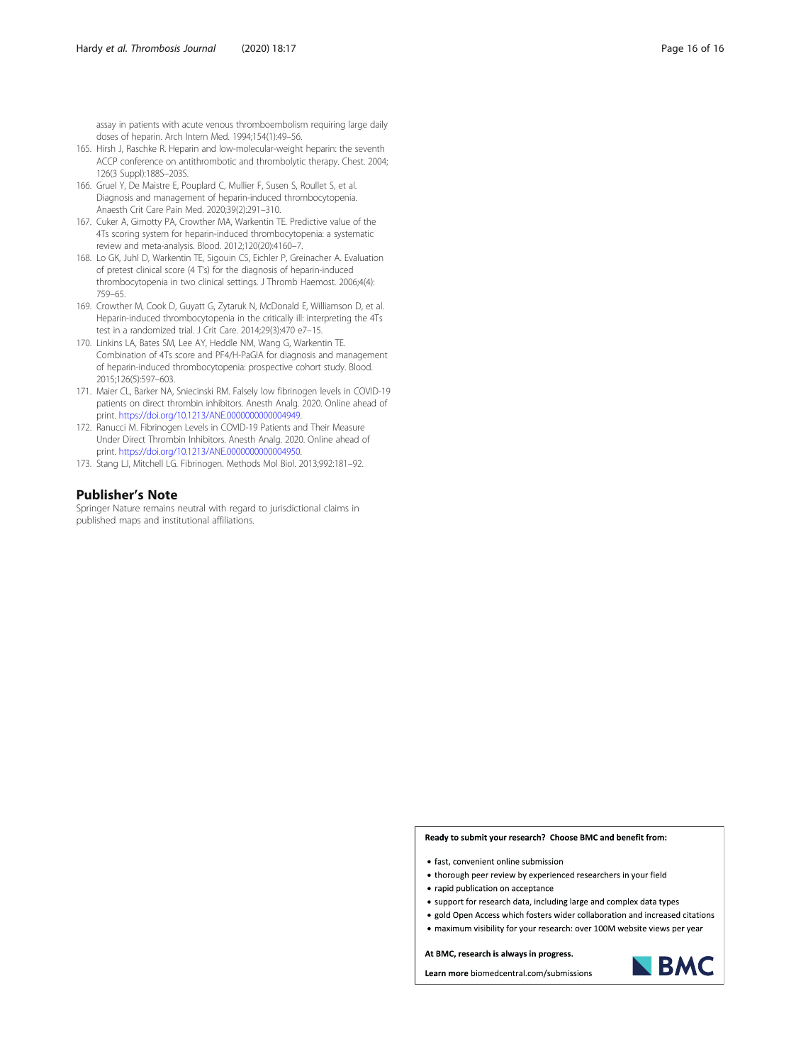assay in patients with acute venous thromboembolism requiring large daily doses of heparin. Arch Intern Med. 1994;154(1):49–56.

165. Hirsh J, Raschke R. Heparin and low-molecular-weight heparin: the seventh ACCP conference on antithrombotic and thrombolytic therapy. Chest. 2004; 126(3 Suppl):188S–203S.
166. Gruel Y, De Maistre E, Pouplard C, Mullier F, Susen S, Roullet S, et al. Diagnosis and management of heparin-induced thrombocytopenia. Anaesth Crit Care Pain Med. 2020;39(2):291–310.
167. Cuker A, Gimotty PA, Crowther MA, Warkentin TE. Predictive value of the 4Ts scoring system for heparin-induced thrombocytopenia: a systematic review and meta-analysis. Blood. 2012;120(20):4160–7.
168. Lo GK, Juhl D, Warkentin TE, Sigouin CS, Eichler P, Greinacher A. Evaluation of pretest clinical score (4 T's) for the diagnosis of heparin-induced thrombocytopenia in two clinical settings. J Thromb Haemost. 2006;4(4): 759–65.
169. Crowther M, Cook D, Guyatt G, Zytaruk N, McDonald E, Williamson D, et al. Heparin-induced thrombocytopenia in the critically ill: interpreting the 4Ts test in a randomized trial. J Crit Care. 2014;29(3):470 e7–15.
170. Linkins LA, Bates SM, Lee AY, Heddle NM, Wang G, Warkentin TE. Combination of 4Ts score and PF4/H-PaGIA for diagnosis and management of heparin-induced thrombocytopenia: prospective cohort study. Blood. 2015;126(5):597–603.
171. Maier CL, Barker NA, Sniecinski RM. Falsely low fibrinogen levels in COVID-19 patients on direct thrombin inhibitors. Anesth Analg. 2020. Online ahead of print. https://doi.org/10.1213/ANE.0000000000004949.
172. Ranucci M. Fibrinogen Levels in COVID-19 Patients and Their Measure Under Direct Thrombin Inhibitors. Anesth Analg. 2020. Online ahead of print. https://doi.org/10.1213/ANE.0000000000004950.
173. Stang LJ, Mitchell LG. Fibrinogen. Methods Mol Biol. 2013;992:181–92.

## Publisher's Note

Springer Nature remains neutral with regard to jurisdictional claims in published maps and institutional affiliations.

**Ready to submit your research? Choose BMC and benefit from:**

- fast, convenient online submission
- thorough peer review by experienced researchers in your field
- rapid publication on acceptance
- support for research data, including large and complex data types
- gold Open Access which fosters wider collaboration and increased citations
- maximum visibility for your research: over 100M website views per year

**At BMC, research is always in progress.**

**Learn more** biomedcentral.com/submissions

BMC